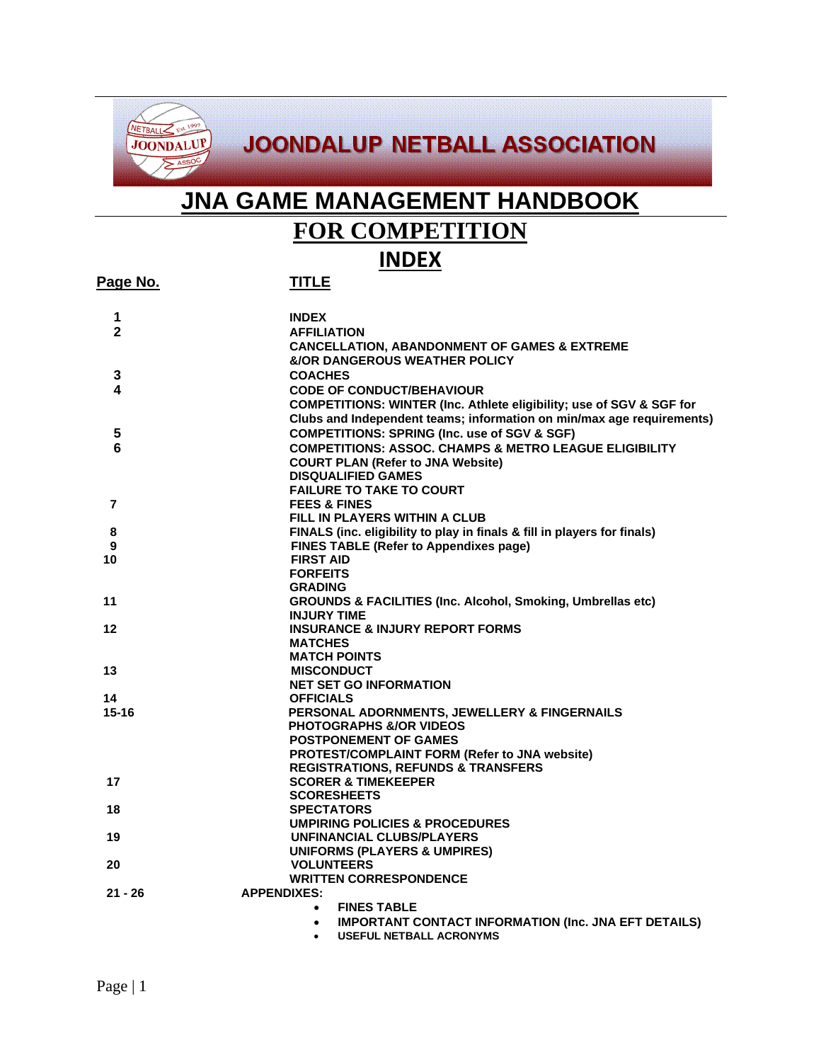# JOONDALUP NETBALL ASSOCIATION

# JNA GAME MANAGEMENT HANDBOOK

## FOR COMPETITION

## INDEX

| Page No. | TITLE |
|---|---|
| 1 | INDEX |
| 2 | AFFILIATION |
| | CANCELLATION, ABANDONMENT OF GAMES & EXTREME &/OR DANGEROUS WEATHER POLICY |
| 3 | COACHES |
| 4 | CODE OF CONDUCT/BEHAVIOUR |
| | COMPETITIONS: WINTER (Inc. Athlete eligibility; use of SGV & SGF for Clubs and Independent teams; information on min/max age requirements) |
| 5 | COMPETITIONS: SPRING (Inc. use of SGV & SGF) |
| 6 | COMPETITIONS: ASSOC. CHAMPS & METRO LEAGUE ELIGIBILITY |
| | COURT PLAN (Refer to JNA Website) |
| | DISQUALIFIED GAMES |
| | FAILURE TO TAKE TO COURT |
| 7 | FEES & FINES |
| | FILL IN PLAYERS WITHIN A CLUB |
| 8 | FINALS (inc. eligibility to play in finals & fill in players for finals) |
| 9 | FINES TABLE (Refer to Appendixes page) |
| 10 | FIRST AID |
| | FORFEITS |
| | GRADING |
| 11 | GROUNDS & FACILITIES (Inc. Alcohol, Smoking, Umbrellas etc) |
| | INJURY TIME |
| 12 | INSURANCE & INJURY REPORT FORMS |
| | MATCHES |
| | MATCH POINTS |
| 13 | MISCONDUCT |
| | NET SET GO INFORMATION |
| 14 | OFFICIALS |
| 15-16 | PERSONAL ADORNMENTS, JEWELLERY & FINGERNAILS |
| | PHOTOGRAPHS &/OR VIDEOS |
| | POSTPONEMENT OF GAMES |
| | PROTEST/COMPLAINT FORM (Refer to JNA website) |
| | REGISTRATIONS, REFUNDS & TRANSFERS |
| 17 | SCORER & TIMEKEEPER |
| | SCORESHEETS |
| 18 | SPECTATORS |
| | UMPIRING POLICIES & PROCEDURES |
| 19 | UNFINANCIAL CLUBS/PLAYERS |
| | UNIFORMS (PLAYERS & UMPIRES) |
| 20 | VOLUNTEERS |
| | WRITTEN CORRESPONDENCE |
| 21 - 26 | APPENDIXES: |

- FINES TABLE
- IMPORTANT CONTACT INFORMATION (Inc. JNA EFT DETAILS)
- USEFUL NETBALL ACRONYMS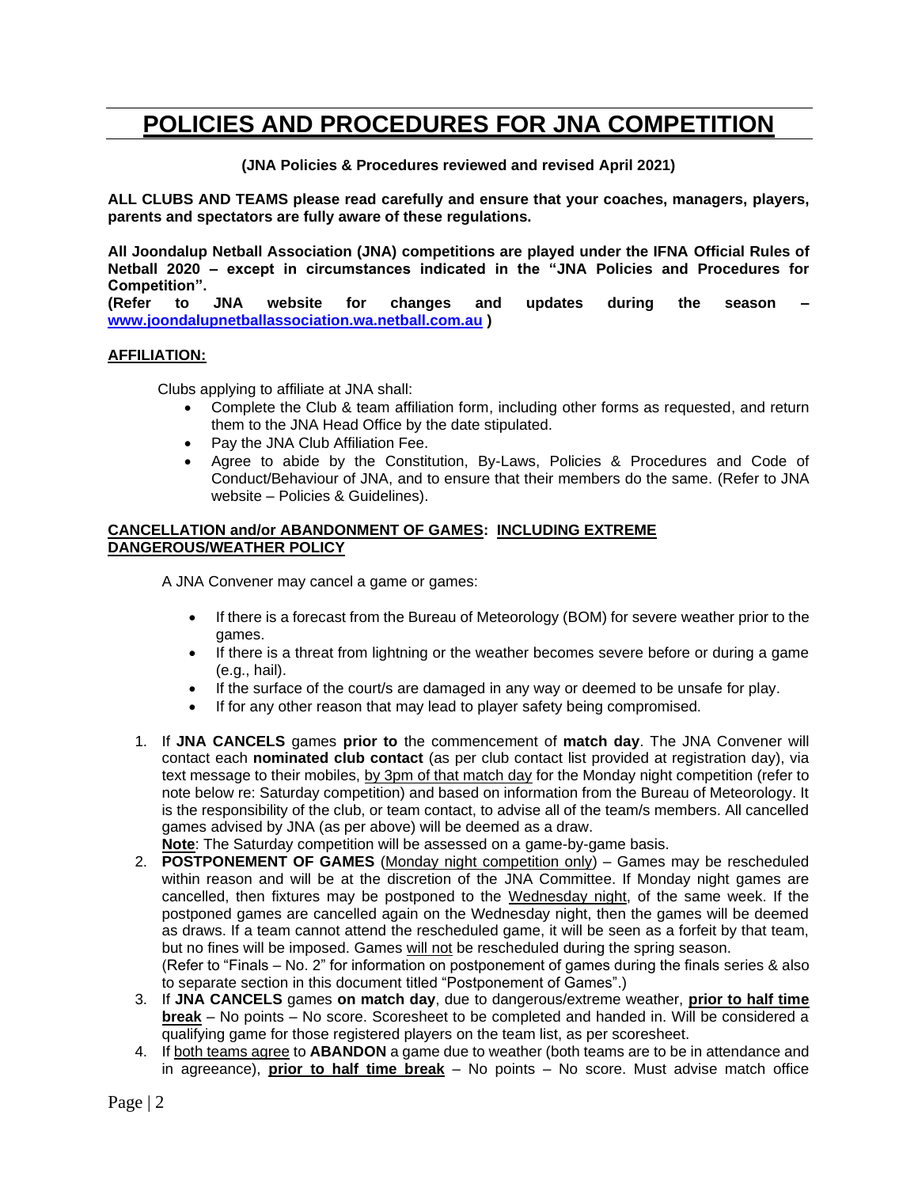# POLICIES AND PROCEDURES FOR JNA COMPETITION

**(JNA Policies & Procedures reviewed and revised April 2021)**

**ALL CLUBS AND TEAMS please read carefully and ensure that your coaches, managers, players, parents and spectators are fully aware of these regulations.**

**All Joondalup Netball Association (JNA) competitions are played under the IFNA Official Rules of Netball 2020 – except in circumstances indicated in the "JNA Policies and Procedures for Competition".**
**(Refer to JNA website for changes and updates during the season – [www.joondalupnetballassociation.wa.netball.com.au](http://www.joondalupnetballassociation.wa.netball.com.au) )**

## AFFILIATION:

Clubs applying to affiliate at JNA shall:

- Complete the Club & team affiliation form, including other forms as requested, and return them to the JNA Head Office by the date stipulated.
- Pay the JNA Club Affiliation Fee.
- Agree to abide by the Constitution, By-Laws, Policies & Procedures and Code of Conduct/Behaviour of JNA, and to ensure that their members do the same. (Refer to JNA website – Policies & Guidelines).

## CANCELLATION and/or ABANDONMENT OF GAMES: INCLUDING EXTREME DANGEROUS/WEATHER POLICY

A JNA Convener may cancel a game or games:

- If there is a forecast from the Bureau of Meteorology (BOM) for severe weather prior to the games.
- If there is a threat from lightning or the weather becomes severe before or during a game (e.g., hail).
- If the surface of the court/s are damaged in any way or deemed to be unsafe for play.
- If for any other reason that may lead to player safety being compromised.

1. If **JNA CANCELS** games **prior to** the commencement of **match day**. The JNA Convener will contact each **nominated club contact** (as per club contact list provided at registration day), via text message to their mobiles, by 3pm of that match day for the Monday night competition (refer to note below re: Saturday competition) and based on information from the Bureau of Meteorology. It is the responsibility of the club, or team contact, to advise all of the team/s members. All cancelled games advised by JNA (as per above) will be deemed as a draw.
   **Note**: The Saturday competition will be assessed on a game-by-game basis.
2. **POSTPONEMENT OF GAMES** (Monday night competition only) – Games may be rescheduled within reason and will be at the discretion of the JNA Committee. If Monday night games are cancelled, then fixtures may be postponed to the Wednesday night, of the same week. If the postponed games are cancelled again on the Wednesday night, then the games will be deemed as draws. If a team cannot attend the rescheduled game, it will be seen as a forfeit by that team, but no fines will be imposed. Games will not be rescheduled during the spring season.
   (Refer to "Finals – No. 2" for information on postponement of games during the finals series & also to separate section in this document titled "Postponement of Games".)
3. If **JNA CANCELS** games **on match day**, due to dangerous/extreme weather, **prior to half time break** – No points – No score. Scoresheet to be completed and handed in. Will be considered a qualifying game for those registered players on the team list, as per scoresheet.
4. If both teams agree to **ABANDON** a game due to weather (both teams are to be in attendance and in agreeance), **prior to half time break** – No points – No score. Must advise match office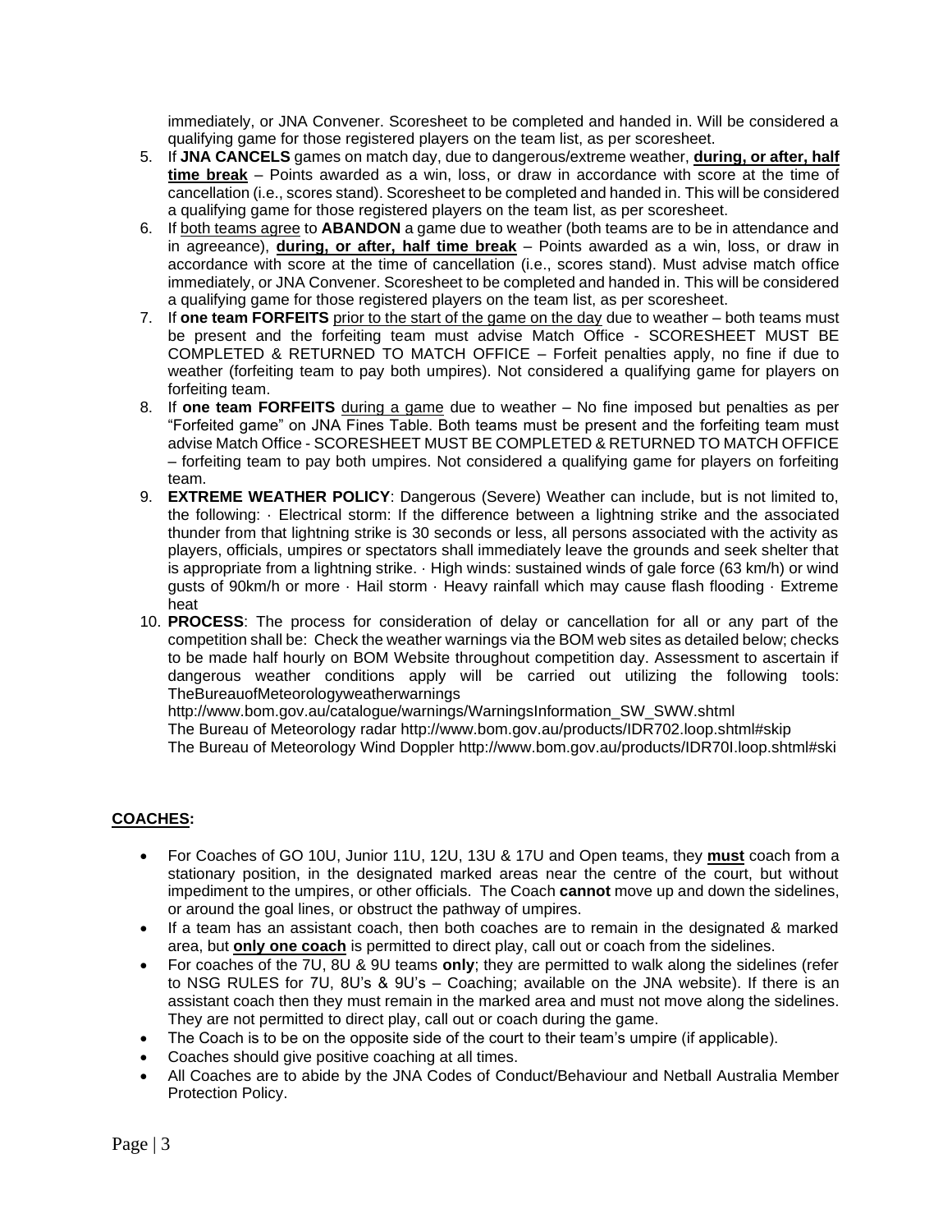immediately, or JNA Convener. Scoresheet to be completed and handed in. Will be considered a qualifying game for those registered players on the team list, as per scoresheet.

5. If **JNA CANCELS** games on match day, due to dangerous/extreme weather, **during, or after, half time break** – Points awarded as a win, loss, or draw in accordance with score at the time of cancellation (i.e., scores stand). Scoresheet to be completed and handed in. This will be considered a qualifying game for those registered players on the team list, as per scoresheet.
6. If both teams agree to **ABANDON** a game due to weather (both teams are to be in attendance and in agreeance), **during, or after, half time break** – Points awarded as a win, loss, or draw in accordance with score at the time of cancellation (i.e., scores stand). Must advise match office immediately, or JNA Convener. Scoresheet to be completed and handed in. This will be considered a qualifying game for those registered players on the team list, as per scoresheet.
7. If **one team FORFEITS** prior to the start of the game on the day due to weather – both teams must be present and the forfeiting team must advise Match Office - SCORESHEET MUST BE COMPLETED & RETURNED TO MATCH OFFICE – Forfeit penalties apply, no fine if due to weather (forfeiting team to pay both umpires). Not considered a qualifying game for players on forfeiting team.
8. If **one team FORFEITS** during a game due to weather – No fine imposed but penalties as per "Forfeited game" on JNA Fines Table. Both teams must be present and the forfeiting team must advise Match Office - SCORESHEET MUST BE COMPLETED & RETURNED TO MATCH OFFICE – forfeiting team to pay both umpires. Not considered a qualifying game for players on forfeiting team.
9. **EXTREME WEATHER POLICY**: Dangerous (Severe) Weather can include, but is not limited to, the following: · Electrical storm: If the difference between a lightning strike and the associated thunder from that lightning strike is 30 seconds or less, all persons associated with the activity as players, officials, umpires or spectators shall immediately leave the grounds and seek shelter that is appropriate from a lightning strike. · High winds: sustained winds of gale force (63 km/h) or wind gusts of 90km/h or more · Hail storm · Heavy rainfall which may cause flash flooding · Extreme heat
10. **PROCESS**: The process for consideration of delay or cancellation for all or any part of the competition shall be: Check the weather warnings via the BOM web sites as detailed below; checks to be made half hourly on BOM Website throughout competition day. Assessment to ascertain if dangerous weather conditions apply will be carried out utilizing the following tools: TheBureauofMeteorologyweatherwarnings
http://www.bom.gov.au/catalogue/warnings/WarningsInformation_SW_SWW.shtml
The Bureau of Meteorology radar http://www.bom.gov.au/products/IDR702.loop.shtml#skip
The Bureau of Meteorology Wind Doppler http://www.bom.gov.au/products/IDR70I.loop.shtml#ski

## COACHES:

- For Coaches of GO 10U, Junior 11U, 12U, 13U & 17U and Open teams, they **must** coach from a stationary position, in the designated marked areas near the centre of the court, but without impediment to the umpires, or other officials. The Coach **cannot** move up and down the sidelines, or around the goal lines, or obstruct the pathway of umpires.
- If a team has an assistant coach, then both coaches are to remain in the designated & marked area, but **only one coach** is permitted to direct play, call out or coach from the sidelines.
- For coaches of the 7U, 8U & 9U teams **only**; they are permitted to walk along the sidelines (refer to NSG RULES for 7U, 8U's & 9U's – Coaching; available on the JNA website). If there is an assistant coach then they must remain in the marked area and must not move along the sidelines. They are not permitted to direct play, call out or coach during the game.
- The Coach is to be on the opposite side of the court to their team's umpire (if applicable).
- Coaches should give positive coaching at all times.
- All Coaches are to abide by the JNA Codes of Conduct/Behaviour and Netball Australia Member Protection Policy.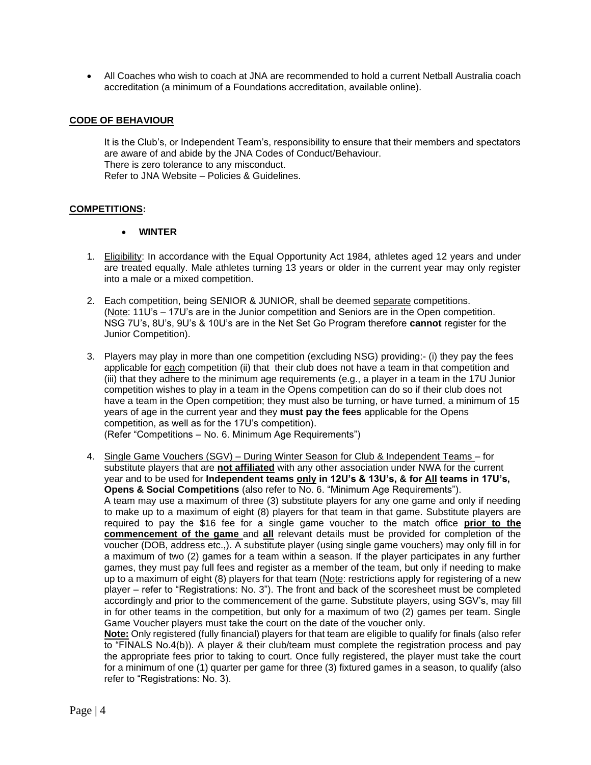- All Coaches who wish to coach at JNA are recommended to hold a current Netball Australia coach accreditation (a minimum of a Foundations accreditation, available online).

## CODE OF BEHAVIOUR

It is the Club's, or Independent Team's, responsibility to ensure that their members and spectators are aware of and abide by the JNA Codes of Conduct/Behaviour.
There is zero tolerance to any misconduct.
Refer to JNA Website – Policies & Guidelines.

## COMPETITIONS:

- **WINTER**

1. Eligibility: In accordance with the Equal Opportunity Act 1984, athletes aged 12 years and under are treated equally. Male athletes turning 13 years or older in the current year may only register into a male or a mixed competition.

2. Each competition, being SENIOR & JUNIOR, shall be deemed separate competitions. (Note: 11U's – 17U's are in the Junior competition and Seniors are in the Open competition. NSG 7U's, 8U's, 9U's & 10U's are in the Net Set Go Program therefore **cannot** register for the Junior Competition).

3. Players may play in more than one competition (excluding NSG) providing:- (i) they pay the fees applicable for each competition (ii) that their club does not have a team in that competition and (iii) that they adhere to the minimum age requirements (e.g., a player in a team in the 17U Junior competition wishes to play in a team in the Opens competition can do so if their club does not have a team in the Open competition; they must also be turning, or have turned, a minimum of 15 years of age in the current year and they **must pay the fees** applicable for the Opens competition, as well as for the 17U's competition).
(Refer "Competitions – No. 6. Minimum Age Requirements")

4. Single Game Vouchers (SGV) – During Winter Season for Club & Independent Teams – for substitute players that are **not affiliated** with any other association under NWA for the current year and to be used for **Independent teams only in 12U's & 13U's, & for All teams in 17U's, Opens & Social Competitions** (also refer to No. 6. "Minimum Age Requirements").
A team may use a maximum of three (3) substitute players for any one game and only if needing to make up to a maximum of eight (8) players for that team in that game. Substitute players are required to pay the $16 fee for a single game voucher to the match office **prior to the commencement of the game** and **all** relevant details must be provided for completion of the voucher (DOB, address etc.,). A substitute player (using single game vouchers) may only fill in for a maximum of two (2) games for a team within a season. If the player participates in any further games, they must pay full fees and register as a member of the team, but only if needing to make up to a maximum of eight (8) players for that team (Note: restrictions apply for registering of a new player – refer to "Registrations: No. 3"). The front and back of the scoresheet must be completed accordingly and prior to the commencement of the game. Substitute players, using SGV's, may fill in for other teams in the competition, but only for a maximum of two (2) games per team. Single Game Voucher players must take the court on the date of the voucher only.
**Note:** Only registered (fully financial) players for that team are eligible to qualify for finals (also refer to "FINALS No.4(b)). A player & their club/team must complete the registration process and pay the appropriate fees prior to taking to court. Once fully registered, the player must take the court for a minimum of one (1) quarter per game for three (3) fixtured games in a season, to qualify (also refer to "Registrations: No. 3).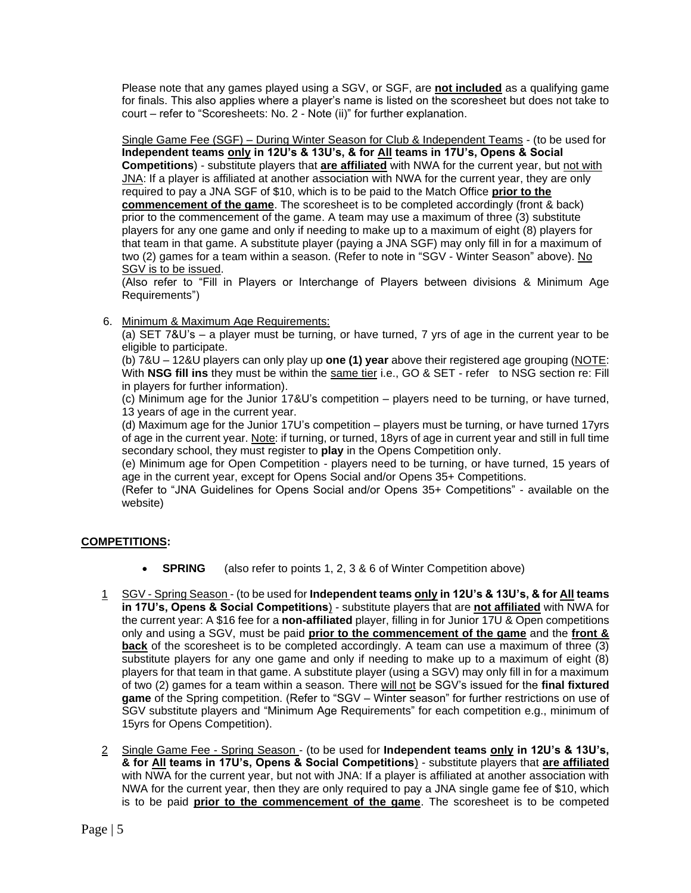Please note that any games played using a SGV, or SGF, are **not included** as a qualifying game for finals. This also applies where a player's name is listed on the scoresheet but does not take to court – refer to "Scoresheets: No. 2 - Note (ii)" for further explanation.

Single Game Fee (SGF) – During Winter Season for Club & Independent Teams - (to be used for **Independent teams only in 12U's & 13U's, & for All teams in 17U's, Opens & Social Competitions**) - substitute players that **are affiliated** with NWA for the current year, but not with JNA: If a player is affiliated at another association with NWA for the current year, they are only required to pay a JNA SGF of $10, which is to be paid to the Match Office **prior to the commencement of the game**. The scoresheet is to be completed accordingly (front & back) prior to the commencement of the game. A team may use a maximum of three (3) substitute players for any one game and only if needing to make up to a maximum of eight (8) players for that team in that game. A substitute player (paying a JNA SGF) may only fill in for a maximum of two (2) games for a team within a season. (Refer to note in "SGV - Winter Season" above). No SGV is to be issued.

(Also refer to "Fill in Players or Interchange of Players between divisions & Minimum Age Requirements")

6. Minimum & Maximum Age Requirements:

   (a) SET 7&U's – a player must be turning, or have turned, 7 yrs of age in the current year to be eligible to participate.

   (b) 7&U – 12&U players can only play up **one (1) year** above their registered age grouping (NOTE: With **NSG fill ins** they must be within the same tier i.e., GO & SET - refer to NSG section re: Fill in players for further information).

   (c) Minimum age for the Junior 17&U's competition – players need to be turning, or have turned, 13 years of age in the current year.

   (d) Maximum age for the Junior 17U's competition – players must be turning, or have turned 17yrs of age in the current year. Note: if turning, or turned, 18yrs of age in current year and still in full time secondary school, they must register to **play** in the Opens Competition only.

   (e) Minimum age for Open Competition - players need to be turning, or have turned, 15 years of age in the current year, except for Opens Social and/or Opens 35+ Competitions.

   (Refer to "JNA Guidelines for Opens Social and/or Opens 35+ Competitions" - available on the website)

## COMPETITIONS:

- **SPRING** (also refer to points 1, 2, 3 & 6 of Winter Competition above)

1. SGV - Spring Season - (to be used for **Independent teams only in 12U's & 13U's, & for All teams in 17U's, Opens & Social Competitions**) - substitute players that are **not affiliated** with NWA for the current year: A $16 fee for a **non-affiliated** player, filling in for Junior 17U & Open competitions only and using a SGV, must be paid **prior to the commencement of the game** and the **front & back** of the scoresheet is to be completed accordingly. A team can use a maximum of three (3) substitute players for any one game and only if needing to make up to a maximum of eight (8) players for that team in that game. A substitute player (using a SGV) may only fill in for a maximum of two (2) games for a team within a season. There will not be SGV's issued for the **final fixtured game** of the Spring competition. (Refer to "SGV – Winter season" for further restrictions on use of SGV substitute players and "Minimum Age Requirements" for each competition e.g., minimum of 15yrs for Opens Competition).

2. Single Game Fee - Spring Season - (to be used for **Independent teams only in 12U's & 13U's, & for All teams in 17U's, Opens & Social Competitions**) - substitute players that **are affiliated** with NWA for the current year, but not with JNA: If a player is affiliated at another association with NWA for the current year, then they are only required to pay a JNA single game fee of $10, which is to be paid **prior to the commencement of the game**. The scoresheet is to be competed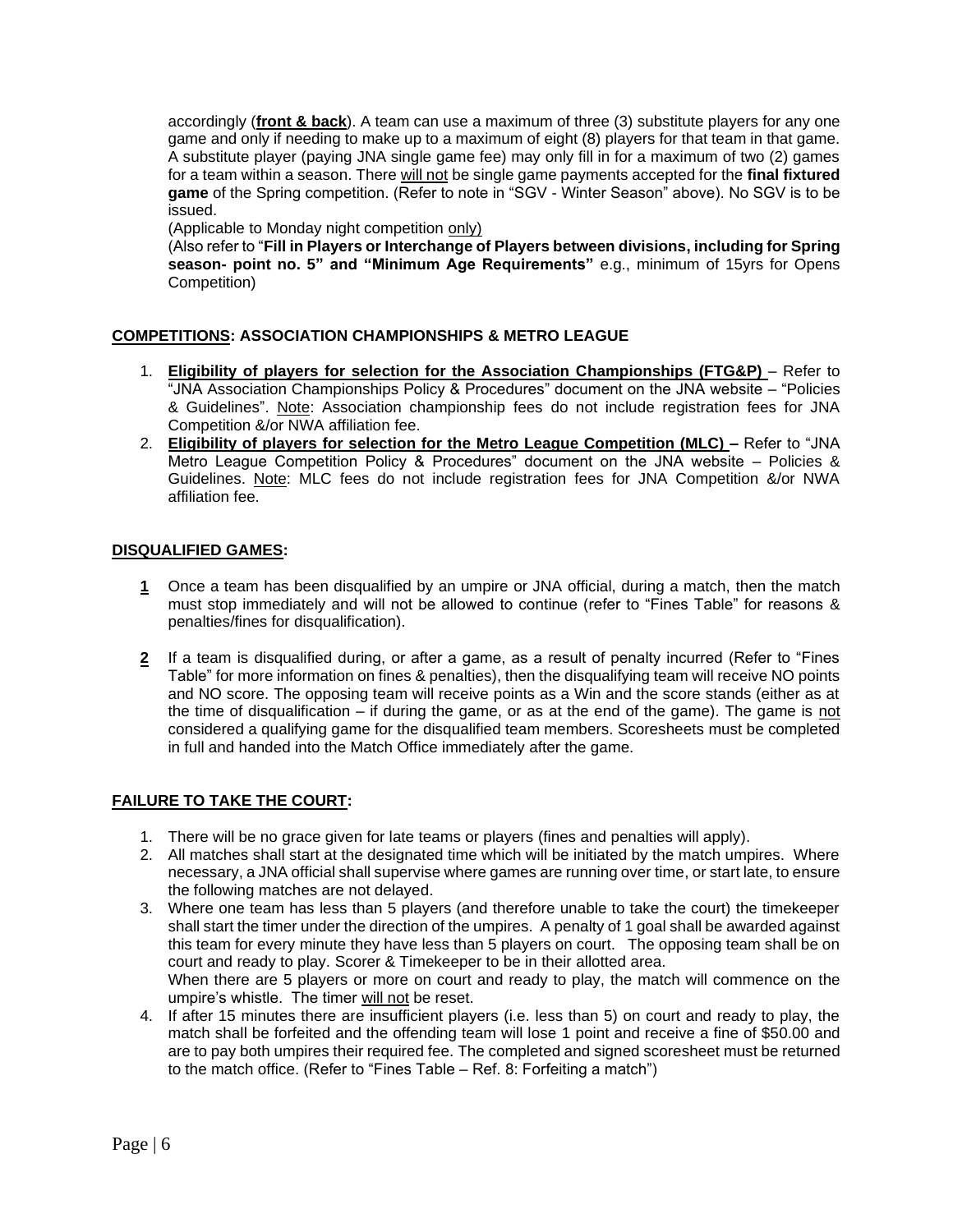accordingly (**front & back**). A team can use a maximum of three (3) substitute players for any one game and only if needing to make up to a maximum of eight (8) players for that team in that game. A substitute player (paying JNA single game fee) may only fill in for a maximum of two (2) games for a team within a season. There will not be single game payments accepted for the **final fixtured game** of the Spring competition. (Refer to note in "SGV - Winter Season" above). No SGV is to be issued.

(Applicable to Monday night competition only)

(Also refer to "**Fill in Players or Interchange of Players between divisions, including for Spring season- point no. 5" and "Minimum Age Requirements"** e.g., minimum of 15yrs for Opens Competition)

## COMPETITIONS: ASSOCIATION CHAMPIONSHIPS & METRO LEAGUE

1. **Eligibility of players for selection for the Association Championships (FTG&P)** – Refer to "JNA Association Championships Policy & Procedures" document on the JNA website – "Policies & Guidelines". Note: Association championship fees do not include registration fees for JNA Competition &/or NWA affiliation fee.
2. **Eligibility of players for selection for the Metro League Competition (MLC) –** Refer to "JNA Metro League Competition Policy & Procedures" document on the JNA website – Policies & Guidelines. Note: MLC fees do not include registration fees for JNA Competition &/or NWA affiliation fee.

## DISQUALIFIED GAMES:

**1** Once a team has been disqualified by an umpire or JNA official, during a match, then the match must stop immediately and will not be allowed to continue (refer to "Fines Table" for reasons & penalties/fines for disqualification).

**2** If a team is disqualified during, or after a game, as a result of penalty incurred (Refer to "Fines Table" for more information on fines & penalties), then the disqualifying team will receive NO points and NO score. The opposing team will receive points as a Win and the score stands (either as at the time of disqualification – if during the game, or as at the end of the game). The game is not considered a qualifying game for the disqualified team members. Scoresheets must be completed in full and handed into the Match Office immediately after the game.

## FAILURE TO TAKE THE COURT:

1. There will be no grace given for late teams or players (fines and penalties will apply).
2. All matches shall start at the designated time which will be initiated by the match umpires. Where necessary, a JNA official shall supervise where games are running over time, or start late, to ensure the following matches are not delayed.
3. Where one team has less than 5 players (and therefore unable to take the court) the timekeeper shall start the timer under the direction of the umpires. A penalty of 1 goal shall be awarded against this team for every minute they have less than 5 players on court. The opposing team shall be on court and ready to play. Scorer & Timekeeper to be in their allotted area.
   When there are 5 players or more on court and ready to play, the match will commence on the umpire's whistle. The timer will not be reset.
4. If after 15 minutes there are insufficient players (i.e. less than 5) on court and ready to play, the match shall be forfeited and the offending team will lose 1 point and receive a fine of $50.00 and are to pay both umpires their required fee. The completed and signed scoresheet must be returned to the match office. (Refer to "Fines Table – Ref. 8: Forfeiting a match")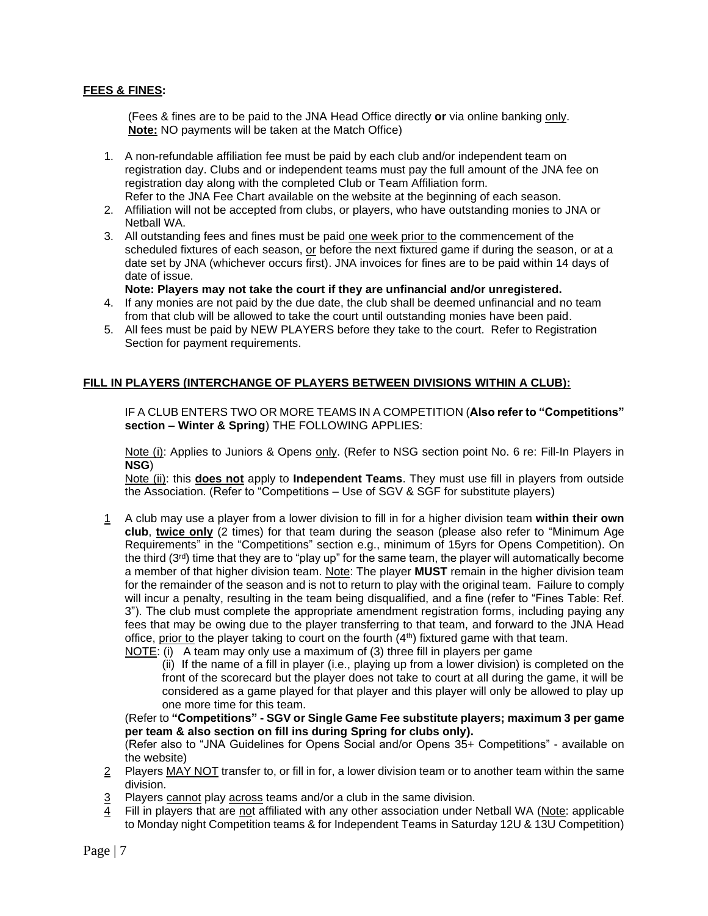## **FEES & FINES:**

(Fees & fines are to be paid to the JNA Head Office directly **or** via online banking only.
**Note:** NO payments will be taken at the Match Office)

1. A non-refundable affiliation fee must be paid by each club and/or independent team on registration day. Clubs and or independent teams must pay the full amount of the JNA fee on registration day along with the completed Club or Team Affiliation form.
   Refer to the JNA Fee Chart available on the website at the beginning of each season.
2. Affiliation will not be accepted from clubs, or players, who have outstanding monies to JNA or Netball WA.
3. All outstanding fees and fines must be paid one week prior to the commencement of the scheduled fixtures of each season, or before the next fixtured game if during the season, or at a date set by JNA (whichever occurs first). JNA invoices for fines are to be paid within 14 days of date of issue.
   **Note: Players may not take the court if they are unfinancial and/or unregistered.**
4. If any monies are not paid by the due date, the club shall be deemed unfinancial and no team from that club will be allowed to take the court until outstanding monies have been paid.
5. All fees must be paid by NEW PLAYERS before they take to the court. Refer to Registration Section for payment requirements.

## **FILL IN PLAYERS (INTERCHANGE OF PLAYERS BETWEEN DIVISIONS WITHIN A CLUB):**

IF A CLUB ENTERS TWO OR MORE TEAMS IN A COMPETITION (**Also refer to "Competitions" section – Winter & Spring**) THE FOLLOWING APPLIES:

Note (i): Applies to Juniors & Opens only. (Refer to NSG section point No. 6 re: Fill-In Players in **NSG**)
Note (ii): this **does not** apply to **Independent Teams**. They must use fill in players from outside the Association. (Refer to "Competitions – Use of SGV & SGF for substitute players)

1. A club may use a player from a lower division to fill in for a higher division team **within their own club**, **twice only** (2 times) for that team during the season (please also refer to "Minimum Age Requirements" in the "Competitions" section e.g., minimum of 15yrs for Opens Competition). On the third (3rd) time that they are to "play up" for the same team, the player will automatically become a member of that higher division team. Note: The player **MUST** remain in the higher division team for the remainder of the season and is not to return to play with the original team. Failure to comply will incur a penalty, resulting in the team being disqualified, and a fine (refer to "Fines Table: Ref. 3"). The club must complete the appropriate amendment registration forms, including paying any fees that may be owing due to the player transferring to that team, and forward to the JNA Head office, prior to the player taking to court on the fourth (4th) fixtured game with that team.
   NOTE: (i) A team may only use a maximum of (3) three fill in players per game
   (ii) If the name of a fill in player (i.e., playing up from a lower division) is completed on the front of the scorecard but the player does not take to court at all during the game, it will be considered as a game played for that player and this player will only be allowed to play up one more time for this team.
   (Refer to **"Competitions" - SGV or Single Game Fee substitute players; maximum 3 per game per team & also section on fill ins during Spring for clubs only).**
   (Refer also to "JNA Guidelines for Opens Social and/or Opens 35+ Competitions" - available on the website)
2. Players MAY NOT transfer to, or fill in for, a lower division team or to another team within the same division.
3. Players cannot play across teams and/or a club in the same division.
4. Fill in players that are not affiliated with any other association under Netball WA (Note: applicable to Monday night Competition teams & for Independent Teams in Saturday 12U & 13U Competition)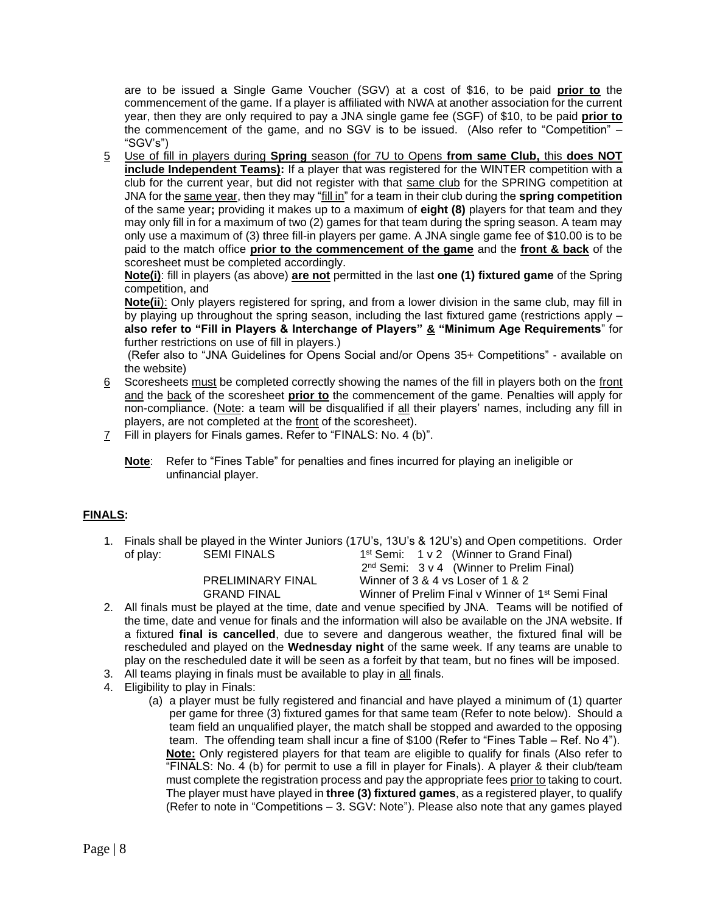are to be issued a Single Game Voucher (SGV) at a cost of $16, to be paid **prior to** the commencement of the game. If a player is affiliated with NWA at another association for the current year, then they are only required to pay a JNA single game fee (SGF) of $10, to be paid **prior to** the commencement of the game, and no SGV is to be issued. (Also refer to "Competition" – "SGV's")

5 Use of fill in players during **Spring** season (for 7U to Opens **from same Club,** this **does NOT include Independent Teams):** If a player that was registered for the WINTER competition with a club for the current year, but did not register with that same club for the SPRING competition at JNA for the same year, then they may "fill in" for a team in their club during the **spring competition** of the same year**;** providing it makes up to a maximum of **eight (8)** players for that team and they may only fill in for a maximum of two (2) games for that team during the spring season. A team may only use a maximum of (3) three fill-in players per game. A JNA single game fee of $10.00 is to be paid to the match office **prior to the commencement of the game** and the **front & back** of the scoresheet must be completed accordingly.

   **Note(i)**: fill in players (as above) **are not** permitted in the last **one (1) fixtured game** of the Spring competition, and

   **Note(ii)**: Only players registered for spring, and from a lower division in the same club, may fill in by playing up throughout the spring season, including the last fixtured game (restrictions apply – **also refer to "Fill in Players & Interchange of Players" & "Minimum Age Requirements**" for further restrictions on use of fill in players.)

   (Refer also to "JNA Guidelines for Opens Social and/or Opens 35+ Competitions" - available on the website)

6 Scoresheets must be completed correctly showing the names of the fill in players both on the front and the back of the scoresheet **prior to** the commencement of the game. Penalties will apply for non-compliance. (Note: a team will be disqualified if all their players' names, including any fill in players, are not completed at the front of the scoresheet).

7 Fill in players for Finals games. Refer to "FINALS: No. 4 (b)".

**Note**: Refer to "Fines Table" for penalties and fines incurred for playing an ineligible or unfinancial player.

## **FINALS:**

1. Finals shall be played in the Winter Juniors (17U's, 13U's & 12U's) and Open competitions. Order of play:

| | |
|---|---|
| SEMI FINALS | 1st Semi: 1 v 2 (Winner to Grand Final) |
| | 2nd Semi: 3 v 4 (Winner to Prelim Final) |
| PRELIMINARY FINAL | Winner of 3 & 4 vs Loser of 1 & 2 |
| GRAND FINAL | Winner of Prelim Final v Winner of 1st Semi Final |

2. All finals must be played at the time, date and venue specified by JNA. Teams will be notified of the time, date and venue for finals and the information will also be available on the JNA website. If a fixtured **final is cancelled**, due to severe and dangerous weather, the fixtured final will be rescheduled and played on the **Wednesday night** of the same week. If any teams are unable to play on the rescheduled date it will be seen as a forfeit by that team, but no fines will be imposed.
3. All teams playing in finals must be available to play in all finals.
4. Eligibility to play in Finals:
   (a) a player must be fully registered and financial and have played a minimum of (1) quarter per game for three (3) fixtured games for that same team (Refer to note below). Should a team field an unqualified player, the match shall be stopped and awarded to the opposing team. The offending team shall incur a fine of $100 (Refer to "Fines Table – Ref. No 4").
   **Note:** Only registered players for that team are eligible to qualify for finals (Also refer to "FINALS: No. 4 (b) for permit to use a fill in player for Finals). A player & their club/team must complete the registration process and pay the appropriate fees prior to taking to court. The player must have played in **three (3) fixtured games**, as a registered player, to qualify (Refer to note in "Competitions – 3. SGV: Note"). Please also note that any games played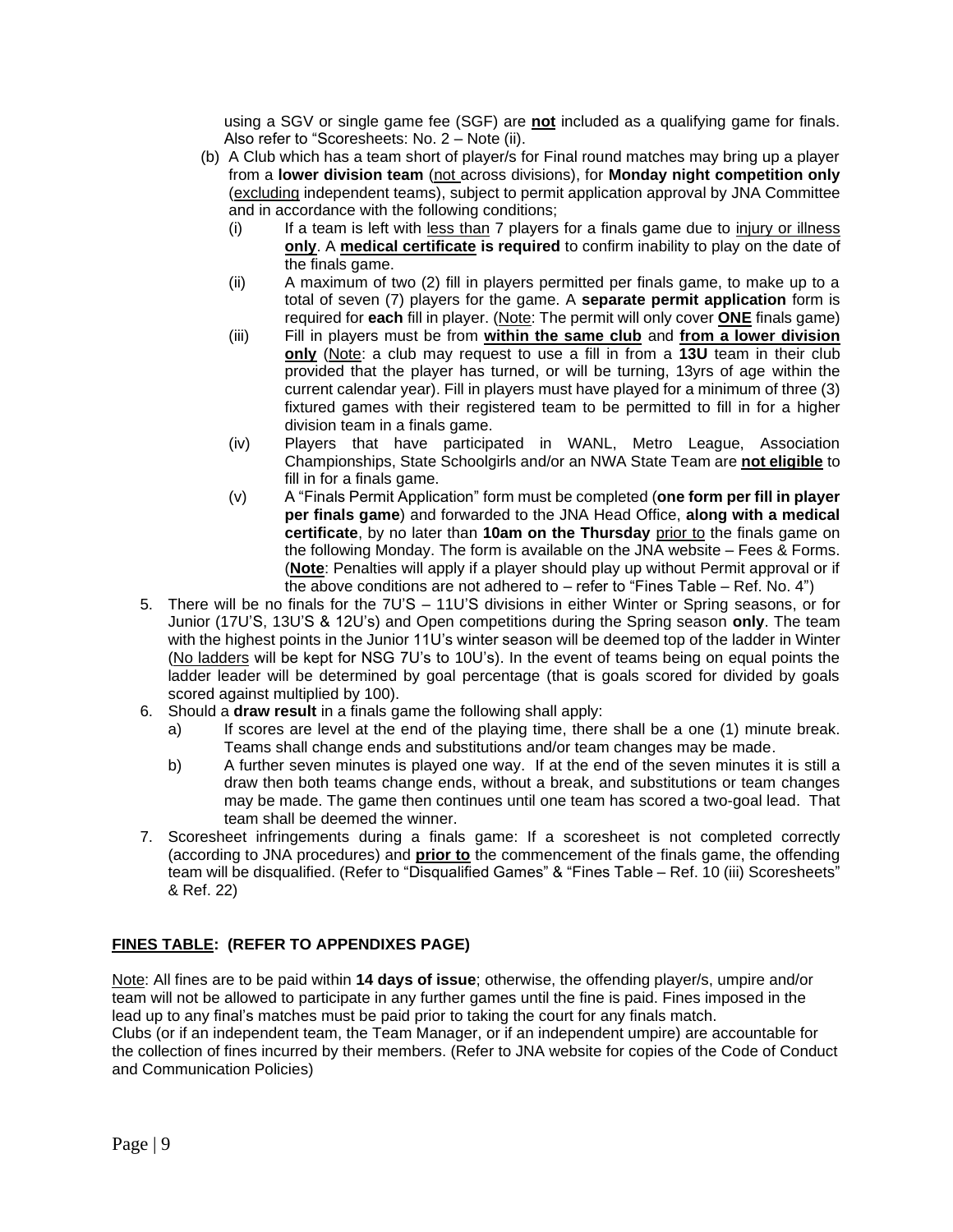using a SGV or single game fee (SGF) are **not** included as a qualifying game for finals. Also refer to "Scoresheets: No. 2 – Note (ii).

(b) A Club which has a team short of player/s for Final round matches may bring up a player from a **lower division team** (not across divisions), for **Monday night competition only** (excluding independent teams), subject to permit application approval by JNA Committee and in accordance with the following conditions;

   (i) If a team is left with less than 7 players for a finals game due to injury or illness **only**. A **medical certificate is required** to confirm inability to play on the date of the finals game.

   (ii) A maximum of two (2) fill in players permitted per finals game, to make up to a total of seven (7) players for the game. A **separate permit application** form is required for **each** fill in player. (Note: The permit will only cover **ONE** finals game)

   (iii) Fill in players must be from **within the same club** and **from a lower division only** (Note: a club may request to use a fill in from a **13U** team in their club provided that the player has turned, or will be turning, 13yrs of age within the current calendar year). Fill in players must have played for a minimum of three (3) fixtured games with their registered team to be permitted to fill in for a higher division team in a finals game.

   (iv) Players that have participated in WANL, Metro League, Association Championships, State Schoolgirls and/or an NWA State Team are **not eligible** to fill in for a finals game.

   (v) A "Finals Permit Application" form must be completed (**one form per fill in player per finals game**) and forwarded to the JNA Head Office, **along with a medical certificate**, by no later than **10am on the Thursday** prior to the finals game on the following Monday. The form is available on the JNA website – Fees & Forms. (**Note**: Penalties will apply if a player should play up without Permit approval or if the above conditions are not adhered to – refer to "Fines Table – Ref. No. 4")

5. There will be no finals for the 7U'S – 11U'S divisions in either Winter or Spring seasons, or for Junior (17U'S, 13U'S & 12U's) and Open competitions during the Spring season **only**. The team with the highest points in the Junior 11U's winter season will be deemed top of the ladder in Winter (No ladders will be kept for NSG 7U's to 10U's). In the event of teams being on equal points the ladder leader will be determined by goal percentage (that is goals scored for divided by goals scored against multiplied by 100).

6. Should a **draw result** in a finals game the following shall apply:

   a) If scores are level at the end of the playing time, there shall be a one (1) minute break. Teams shall change ends and substitutions and/or team changes may be made.

   b) A further seven minutes is played one way. If at the end of the seven minutes it is still a draw then both teams change ends, without a break, and substitutions or team changes may be made. The game then continues until one team has scored a two-goal lead. That team shall be deemed the winner.

7. Scoresheet infringements during a finals game: If a scoresheet is not completed correctly (according to JNA procedures) and **prior to** the commencement of the finals game, the offending team will be disqualified. (Refer to "Disqualified Games" & "Fines Table – Ref. 10 (iii) Scoresheets" & Ref. 22)

## FINES TABLE: (REFER TO APPENDIXES PAGE)

Note: All fines are to be paid within **14 days of issue**; otherwise, the offending player/s, umpire and/or team will not be allowed to participate in any further games until the fine is paid. Fines imposed in the lead up to any final's matches must be paid prior to taking the court for any finals match.

Clubs (or if an independent team, the Team Manager, or if an independent umpire) are accountable for the collection of fines incurred by their members. (Refer to JNA website for copies of the Code of Conduct and Communication Policies)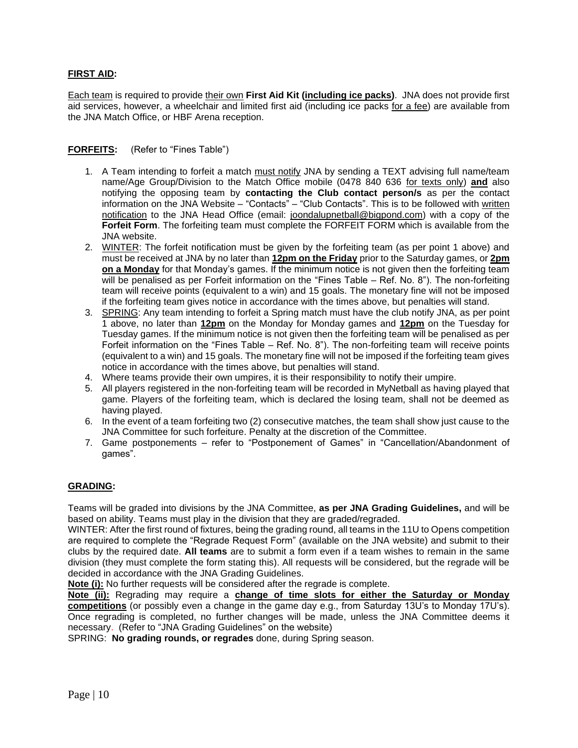**FIRST AID:**

Each team is required to provide their own **First Aid Kit (including ice packs)**. JNA does not provide first aid services, however, a wheelchair and limited first aid (including ice packs for a fee) are available from the JNA Match Office, or HBF Arena reception.

**FORFEITS:** (Refer to "Fines Table")

1. A Team intending to forfeit a match must notify JNA by sending a TEXT advising full name/team name/Age Group/Division to the Match Office mobile (0478 840 636 for texts only) **and** also notifying the opposing team by **contacting the Club contact person/s** as per the contact information on the JNA Website – "Contacts" – "Club Contacts". This is to be followed with written notification to the JNA Head Office (email: joondalupnetball@bigpond.com) with a copy of the **Forfeit Form**. The forfeiting team must complete the FORFEIT FORM which is available from the JNA website.
2. WINTER: The forfeit notification must be given by the forfeiting team (as per point 1 above) and must be received at JNA by no later than **12pm on the Friday** prior to the Saturday games, or **2pm on a Monday** for that Monday's games. If the minimum notice is not given then the forfeiting team will be penalised as per Forfeit information on the "Fines Table – Ref. No. 8"). The non-forfeiting team will receive points (equivalent to a win) and 15 goals. The monetary fine will not be imposed if the forfeiting team gives notice in accordance with the times above, but penalties will stand.
3. SPRING: Any team intending to forfeit a Spring match must have the club notify JNA, as per point 1 above, no later than **12pm** on the Monday for Monday games and **12pm** on the Tuesday for Tuesday games. If the minimum notice is not given then the forfeiting team will be penalised as per Forfeit information on the "Fines Table – Ref. No. 8"). The non-forfeiting team will receive points (equivalent to a win) and 15 goals. The monetary fine will not be imposed if the forfeiting team gives notice in accordance with the times above, but penalties will stand.
4. Where teams provide their own umpires, it is their responsibility to notify their umpire.
5. All players registered in the non-forfeiting team will be recorded in MyNetball as having played that game. Players of the forfeiting team, which is declared the losing team, shall not be deemed as having played.
6. In the event of a team forfeiting two (2) consecutive matches, the team shall show just cause to the JNA Committee for such forfeiture. Penalty at the discretion of the Committee.
7. Game postponements – refer to "Postponement of Games" in "Cancellation/Abandonment of games".

**GRADING:**

Teams will be graded into divisions by the JNA Committee, **as per JNA Grading Guidelines,** and will be based on ability. Teams must play in the division that they are graded/regraded.

WINTER: After the first round of fixtures, being the grading round, all teams in the 11U to Opens competition are required to complete the "Regrade Request Form" (available on the JNA website) and submit to their clubs by the required date. **All teams** are to submit a form even if a team wishes to remain in the same division (they must complete the form stating this). All requests will be considered, but the regrade will be decided in accordance with the JNA Grading Guidelines.

**Note (i):** No further requests will be considered after the regrade is complete.

**Note (ii):** Regrading may require a **change of time slots for either the Saturday or Monday competitions** (or possibly even a change in the game day e.g., from Saturday 13U's to Monday 17U's). Once regrading is completed, no further changes will be made, unless the JNA Committee deems it necessary. (Refer to "JNA Grading Guidelines" on the website)

SPRING: **No grading rounds, or regrades** done, during Spring season.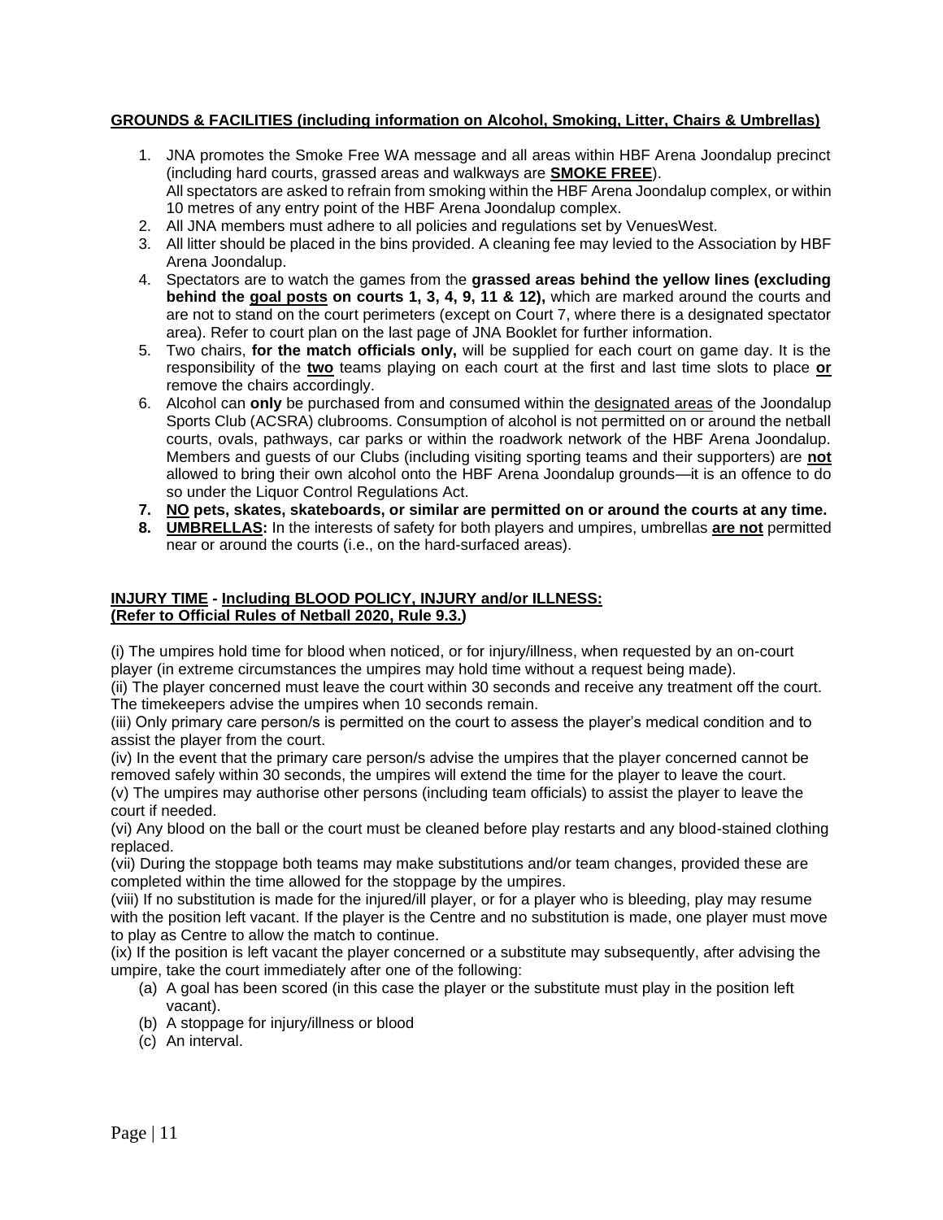## GROUNDS & FACILITIES (including information on Alcohol, Smoking, Litter, Chairs & Umbrellas)

1. JNA promotes the Smoke Free WA message and all areas within HBF Arena Joondalup precinct (including hard courts, grassed areas and walkways are **SMOKE FREE**).
   All spectators are asked to refrain from smoking within the HBF Arena Joondalup complex, or within 10 metres of any entry point of the HBF Arena Joondalup complex.
2. All JNA members must adhere to all policies and regulations set by VenuesWest.
3. All litter should be placed in the bins provided. A cleaning fee may levied to the Association by HBF Arena Joondalup.
4. Spectators are to watch the games from the **grassed areas behind the yellow lines (excluding behind the goal posts on courts 1, 3, 4, 9, 11 & 12),** which are marked around the courts and are not to stand on the court perimeters (except on Court 7, where there is a designated spectator area). Refer to court plan on the last page of JNA Booklet for further information.
5. Two chairs, **for the match officials only,** will be supplied for each court on game day. It is the responsibility of the **two** teams playing on each court at the first and last time slots to place **or** remove the chairs accordingly.
6. Alcohol can **only** be purchased from and consumed within the designated areas of the Joondalup Sports Club (ACSRA) clubrooms. Consumption of alcohol is not permitted on or around the netball courts, ovals, pathways, car parks or within the roadwork network of the HBF Arena Joondalup. Members and guests of our Clubs (including visiting sporting teams and their supporters) are **not** allowed to bring their own alcohol onto the HBF Arena Joondalup grounds—it is an offence to do so under the Liquor Control Regulations Act.
7. **NO pets, skates, skateboards, or similar are permitted on or around the courts at any time.**
8. **UMBRELLAS:** In the interests of safety for both players and umpires, umbrellas **are not** permitted near or around the courts (i.e., on the hard-surfaced areas).

## INJURY TIME - Including BLOOD POLICY, INJURY and/or ILLNESS: (Refer to Official Rules of Netball 2020, Rule 9.3.)

(i) The umpires hold time for blood when noticed, or for injury/illness, when requested by an on-court player (in extreme circumstances the umpires may hold time without a request being made).

(ii) The player concerned must leave the court within 30 seconds and receive any treatment off the court. The timekeepers advise the umpires when 10 seconds remain.

(iii) Only primary care person/s is permitted on the court to assess the player's medical condition and to assist the player from the court.

(iv) In the event that the primary care person/s advise the umpires that the player concerned cannot be removed safely within 30 seconds, the umpires will extend the time for the player to leave the court.

(v) The umpires may authorise other persons (including team officials) to assist the player to leave the court if needed.

(vi) Any blood on the ball or the court must be cleaned before play restarts and any blood-stained clothing replaced.

(vii) During the stoppage both teams may make substitutions and/or team changes, provided these are completed within the time allowed for the stoppage by the umpires.

(viii) If no substitution is made for the injured/ill player, or for a player who is bleeding, play may resume with the position left vacant. If the player is the Centre and no substitution is made, one player must move to play as Centre to allow the match to continue.

(ix) If the position is left vacant the player concerned or a substitute may subsequently, after advising the umpire, take the court immediately after one of the following:

(a) A goal has been scored (in this case the player or the substitute must play in the position left vacant).
(b) A stoppage for injury/illness or blood
(c) An interval.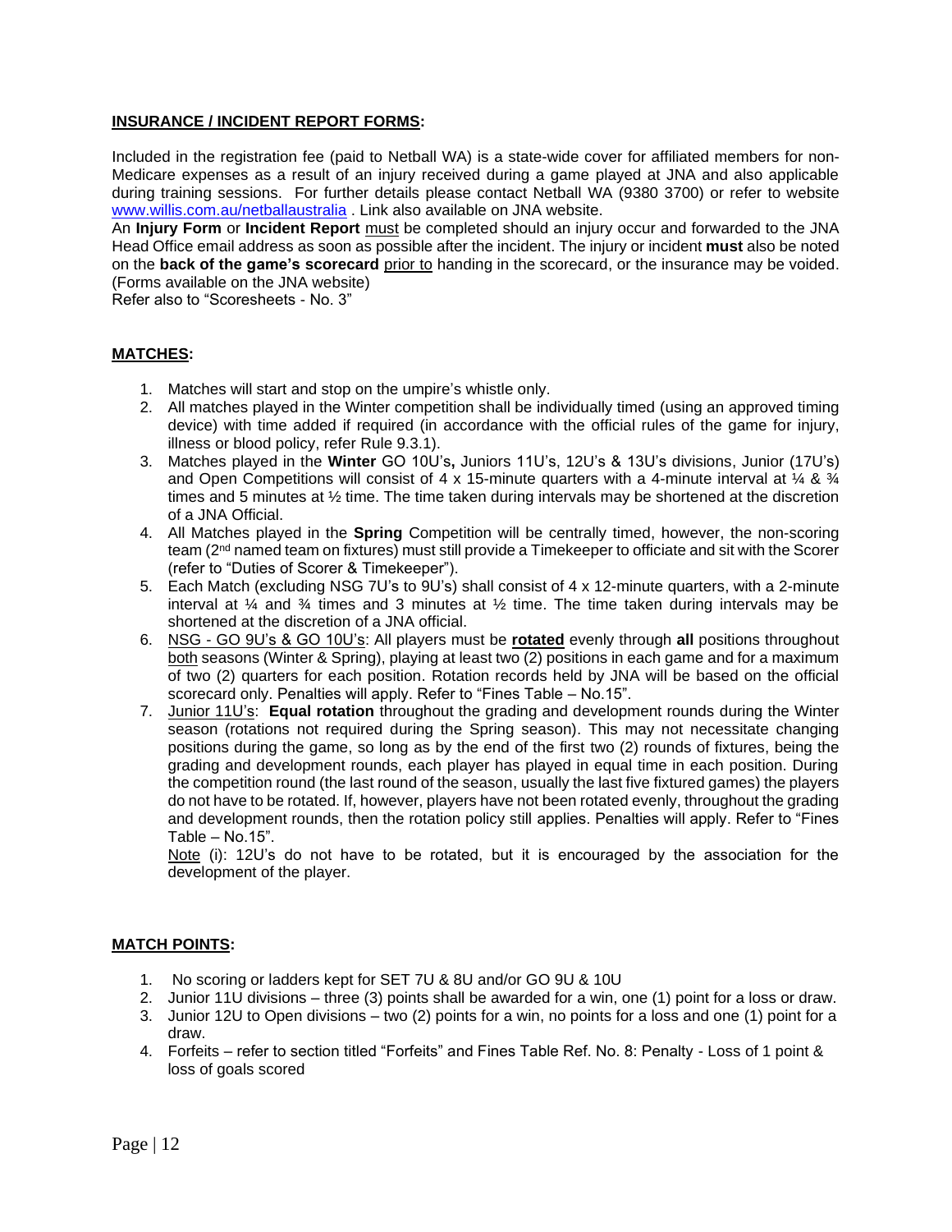**INSURANCE / INCIDENT REPORT FORMS:**

Included in the registration fee (paid to Netball WA) is a state-wide cover for affiliated members for non-Medicare expenses as a result of an injury received during a game played at JNA and also applicable during training sessions. For further details please contact Netball WA (9380 3700) or refer to website www.willis.com.au/netballaustralia . Link also available on JNA website.

An **Injury Form** or **Incident Report** must be completed should an injury occur and forwarded to the JNA Head Office email address as soon as possible after the incident. The injury or incident **must** also be noted on the **back of the game's scorecard** prior to handing in the scorecard, or the insurance may be voided. (Forms available on the JNA website)

Refer also to "Scoresheets - No. 3"

**MATCHES:**

1. Matches will start and stop on the umpire's whistle only.
2. All matches played in the Winter competition shall be individually timed (using an approved timing device) with time added if required (in accordance with the official rules of the game for injury, illness or blood policy, refer Rule 9.3.1).
3. Matches played in the **Winter** GO 10U's**,** Juniors 11U's, 12U's & 13U's divisions, Junior (17U's) and Open Competitions will consist of 4 x 15-minute quarters with a 4-minute interval at ¼ & ¾ times and 5 minutes at ½ time. The time taken during intervals may be shortened at the discretion of a JNA Official.
4. All Matches played in the **Spring** Competition will be centrally timed, however, the non-scoring team (2nd named team on fixtures) must still provide a Timekeeper to officiate and sit with the Scorer (refer to "Duties of Scorer & Timekeeper").
5. Each Match (excluding NSG 7U's to 9U's) shall consist of 4 x 12-minute quarters, with a 2-minute interval at ¼ and ¾ times and 3 minutes at ½ time. The time taken during intervals may be shortened at the discretion of a JNA official.
6. NSG - GO 9U's & GO 10U's: All players must be **rotated** evenly through **all** positions throughout both seasons (Winter & Spring), playing at least two (2) positions in each game and for a maximum of two (2) quarters for each position. Rotation records held by JNA will be based on the official scorecard only. Penalties will apply. Refer to "Fines Table – No.15".
7. Junior 11U's: **Equal rotation** throughout the grading and development rounds during the Winter season (rotations not required during the Spring season). This may not necessitate changing positions during the game, so long as by the end of the first two (2) rounds of fixtures, being the grading and development rounds, each player has played in equal time in each position. During the competition round (the last round of the season, usually the last five fixtured games) the players do not have to be rotated. If, however, players have not been rotated evenly, throughout the grading and development rounds, then the rotation policy still applies. Penalties will apply. Refer to "Fines Table – No.15".

   Note (i): 12U's do not have to be rotated, but it is encouraged by the association for the development of the player.

**MATCH POINTS:**

1. No scoring or ladders kept for SET 7U & 8U and/or GO 9U & 10U
2. Junior 11U divisions – three (3) points shall be awarded for a win, one (1) point for a loss or draw.
3. Junior 12U to Open divisions – two (2) points for a win, no points for a loss and one (1) point for a draw.
4. Forfeits – refer to section titled "Forfeits" and Fines Table Ref. No. 8: Penalty - Loss of 1 point & loss of goals scored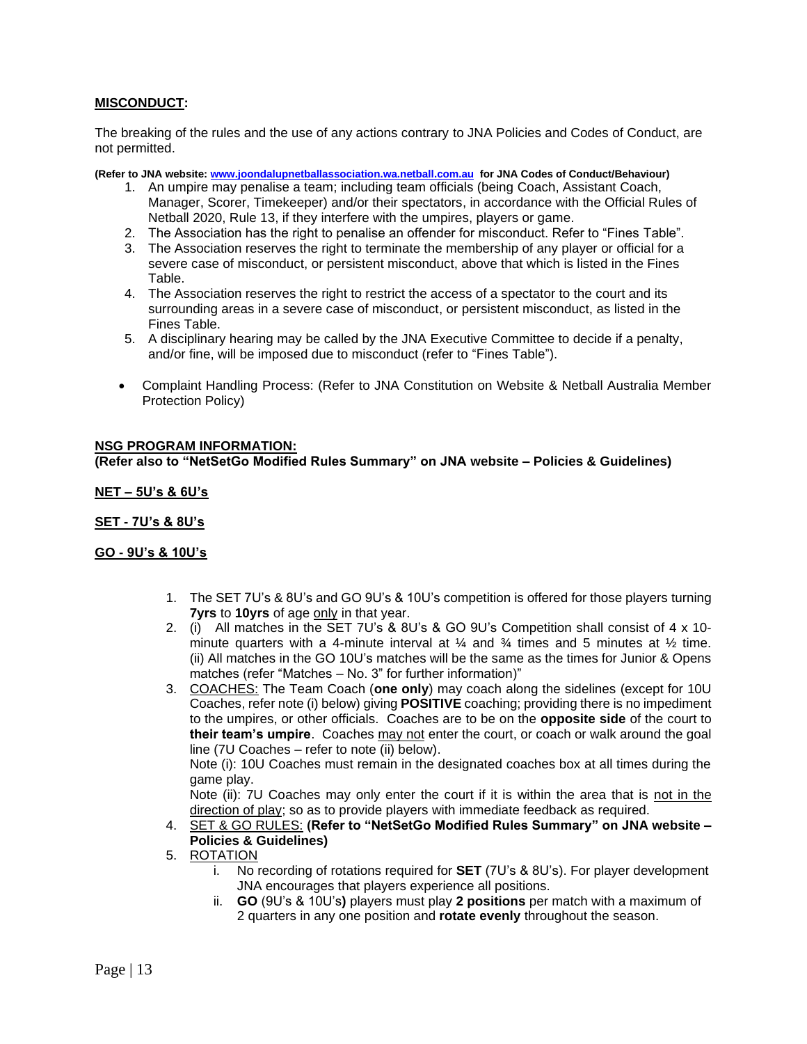**MISCONDUCT:**

The breaking of the rules and the use of any actions contrary to JNA Policies and Codes of Conduct, are not permitted.

**(Refer to JNA website: [www.joondalupnetballassociation.wa.netball.com.au](http://www.joondalupnetballassociation.wa.netball.com.au) for JNA Codes of Conduct/Behaviour)**

1. An umpire may penalise a team; including team officials (being Coach, Assistant Coach, Manager, Scorer, Timekeeper) and/or their spectators, in accordance with the Official Rules of Netball 2020, Rule 13, if they interfere with the umpires, players or game.
2. The Association has the right to penalise an offender for misconduct. Refer to "Fines Table".
3. The Association reserves the right to terminate the membership of any player or official for a severe case of misconduct, or persistent misconduct, above that which is listed in the Fines Table.
4. The Association reserves the right to restrict the access of a spectator to the court and its surrounding areas in a severe case of misconduct, or persistent misconduct, as listed in the Fines Table.
5. A disciplinary hearing may be called by the JNA Executive Committee to decide if a penalty, and/or fine, will be imposed due to misconduct (refer to "Fines Table").

- Complaint Handling Process: (Refer to JNA Constitution on Website & Netball Australia Member Protection Policy)

**NSG PROGRAM INFORMATION:**
**(Refer also to "NetSetGo Modified Rules Summary" on JNA website – Policies & Guidelines)**

**NET – 5U's & 6U's**

**SET - 7U's & 8U's**

**GO - 9U's & 10U's**

1. The SET 7U's & 8U's and GO 9U's & 10U's competition is offered for those players turning **7yrs** to **10yrs** of age only in that year.
2. (i) All matches in the SET 7U's & 8U's & GO 9U's Competition shall consist of 4 x 10-minute quarters with a 4-minute interval at ¼ and ¾ times and 5 minutes at ½ time. (ii) All matches in the GO 10U's matches will be the same as the times for Junior & Opens matches (refer "Matches – No. 3" for further information)"
3. COACHES: The Team Coach (**one only**) may coach along the sidelines (except for 10U Coaches, refer note (i) below) giving **POSITIVE** coaching; providing there is no impediment to the umpires, or other officials. Coaches are to be on the **opposite side** of the court to **their team's umpire**. Coaches may not enter the court, or coach or walk around the goal line (7U Coaches – refer to note (ii) below).
   Note (i): 10U Coaches must remain in the designated coaches box at all times during the game play.
   Note (ii): 7U Coaches may only enter the court if it is within the area that is not in the direction of play; so as to provide players with immediate feedback as required.
4. SET & GO RULES: **(Refer to "NetSetGo Modified Rules Summary" on JNA website – Policies & Guidelines)**
5. ROTATION
   i. No recording of rotations required for **SET** (7U's & 8U's). For player development JNA encourages that players experience all positions.
   ii. **GO** (9U's & 10U's**)** players must play **2 positions** per match with a maximum of 2 quarters in any one position and **rotate evenly** throughout the season.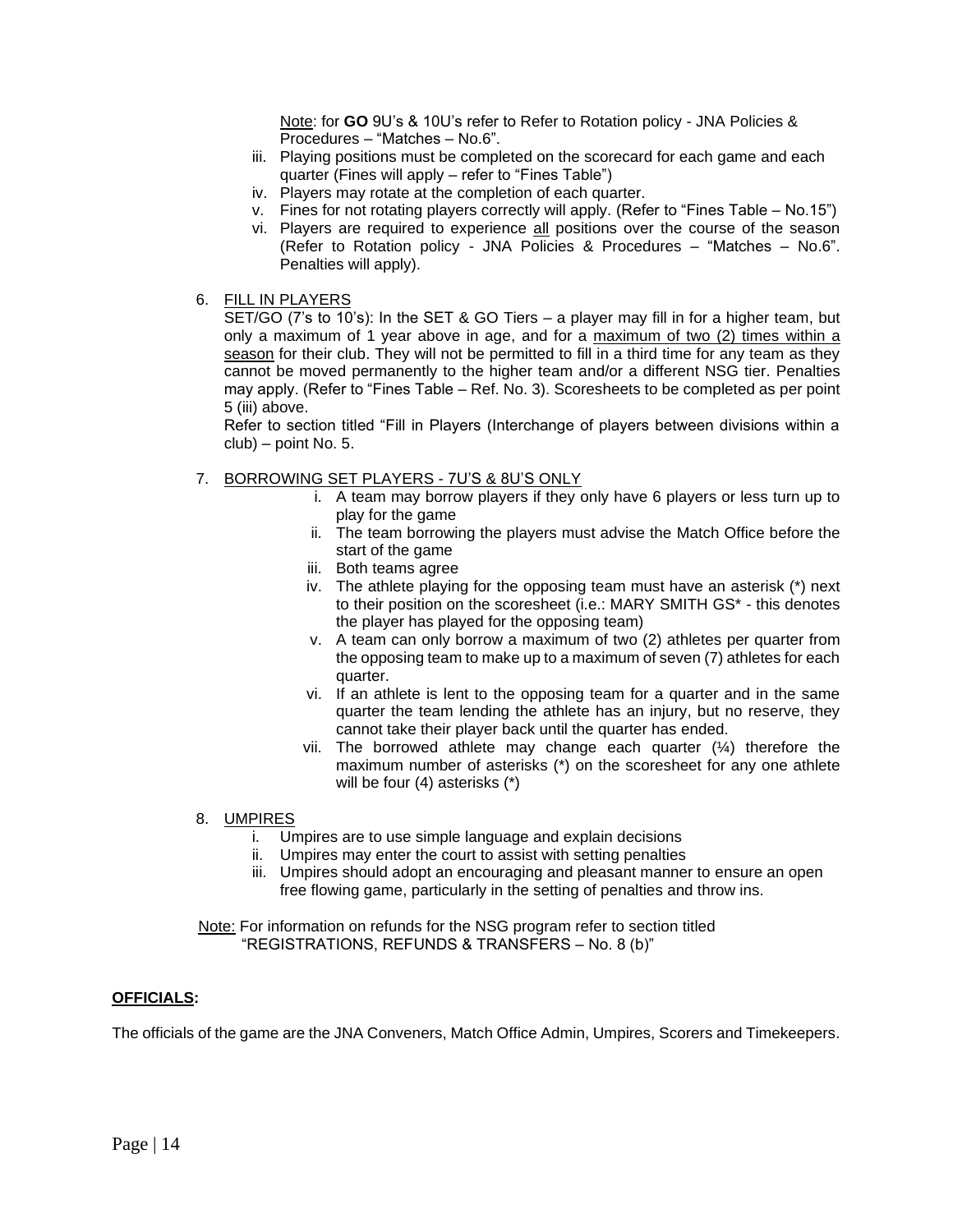Note: for **GO** 9U's & 10U's refer to Refer to Rotation policy - JNA Policies & Procedures – "Matches – No.6".

iii. Playing positions must be completed on the scorecard for each game and each quarter (Fines will apply – refer to "Fines Table")
iv. Players may rotate at the completion of each quarter.
v. Fines for not rotating players correctly will apply. (Refer to "Fines Table – No.15")
vi. Players are required to experience all positions over the course of the season (Refer to Rotation policy - JNA Policies & Procedures – "Matches – No.6". Penalties will apply).

6. FILL IN PLAYERS

SET/GO (7's to 10's): In the SET & GO Tiers – a player may fill in for a higher team, but only a maximum of 1 year above in age, and for a maximum of two (2) times within a season for their club. They will not be permitted to fill in a third time for any team as they cannot be moved permanently to the higher team and/or a different NSG tier. Penalties may apply. (Refer to "Fines Table – Ref. No. 3). Scoresheets to be completed as per point 5 (iii) above.

Refer to section titled "Fill in Players (Interchange of players between divisions within a club) – point No. 5.

7. BORROWING SET PLAYERS - 7U'S & 8U'S ONLY

i. A team may borrow players if they only have 6 players or less turn up to play for the game
ii. The team borrowing the players must advise the Match Office before the start of the game
iii. Both teams agree
iv. The athlete playing for the opposing team must have an asterisk (*) next to their position on the scoresheet (i.e.: MARY SMITH GS* - this denotes the player has played for the opposing team)
v. A team can only borrow a maximum of two (2) athletes per quarter from the opposing team to make up to a maximum of seven (7) athletes for each quarter.
vi. If an athlete is lent to the opposing team for a quarter and in the same quarter the team lending the athlete has an injury, but no reserve, they cannot take their player back until the quarter has ended.
vii. The borrowed athlete may change each quarter (¼) therefore the maximum number of asterisks (*) on the scoresheet for any one athlete will be four (4) asterisks (*)

8. UMPIRES

i. Umpires are to use simple language and explain decisions
ii. Umpires may enter the court to assist with setting penalties
iii. Umpires should adopt an encouraging and pleasant manner to ensure an open free flowing game, particularly in the setting of penalties and throw ins.

Note: For information on refunds for the NSG program refer to section titled "REGISTRATIONS, REFUNDS & TRANSFERS – No. 8 (b)"

**OFFICIALS:**

The officials of the game are the JNA Conveners, Match Office Admin, Umpires, Scorers and Timekeepers.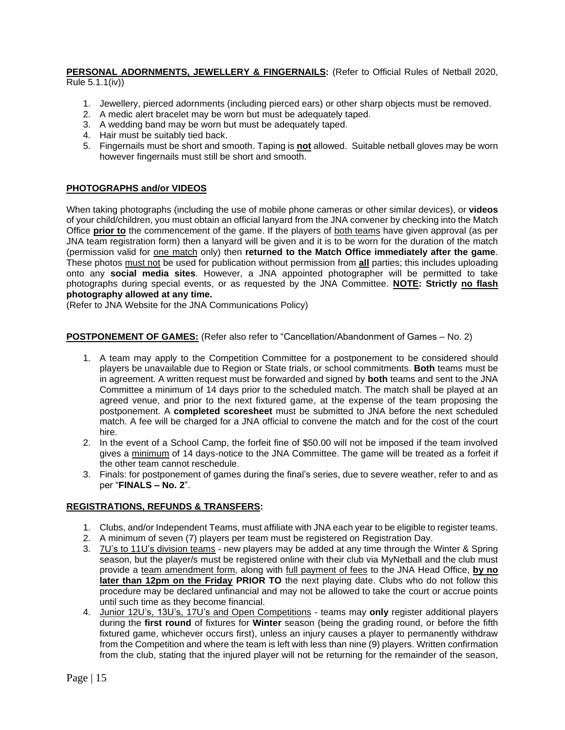**PERSONAL ADORNMENTS, JEWELLERY & FINGERNAILS:** (Refer to Official Rules of Netball 2020, Rule 5.1.1(iv))

1. Jewellery, pierced adornments (including pierced ears) or other sharp objects must be removed.
2. A medic alert bracelet may be worn but must be adequately taped.
3. A wedding band may be worn but must be adequately taped.
4. Hair must be suitably tied back.
5. Fingernails must be short and smooth. Taping is **not** allowed. Suitable netball gloves may be worn however fingernails must still be short and smooth.

**PHOTOGRAPHS and/or VIDEOS**

When taking photographs (including the use of mobile phone cameras or other similar devices), or **videos** of your child/children, you must obtain an official lanyard from the JNA convener by checking into the Match Office **prior to** the commencement of the game. If the players of both teams have given approval (as per JNA team registration form) then a lanyard will be given and it is to be worn for the duration of the match (permission valid for one match only) then **returned to the Match Office immediately after the game**. These photos must not be used for publication without permission from **all** parties; this includes uploading onto any **social media sites**. However, a JNA appointed photographer will be permitted to take photographs during special events, or as requested by the JNA Committee. **NOTE: Strictly no flash photography allowed at any time.**
(Refer to JNA Website for the JNA Communications Policy)

**POSTPONEMENT OF GAMES:** (Refer also refer to "Cancellation/Abandonment of Games – No. 2)

1. A team may apply to the Competition Committee for a postponement to be considered should players be unavailable due to Region or State trials, or school commitments. **Both** teams must be in agreement. A written request must be forwarded and signed by **both** teams and sent to the JNA Committee a minimum of 14 days prior to the scheduled match. The match shall be played at an agreed venue, and prior to the next fixtured game, at the expense of the team proposing the postponement. A **completed scoresheet** must be submitted to JNA before the next scheduled match. A fee will be charged for a JNA official to convene the match and for the cost of the court hire.
2. In the event of a School Camp, the forfeit fine of $50.00 will not be imposed if the team involved gives a minimum of 14 days-notice to the JNA Committee. The game will be treated as a forfeit if the other team cannot reschedule.
3. Finals: for postponement of games during the final's series, due to severe weather, refer to and as per "**FINALS – No. 2**".

**REGISTRATIONS, REFUNDS & TRANSFERS:**

1. Clubs, and/or Independent Teams, must affiliate with JNA each year to be eligible to register teams.
2. A minimum of seven (7) players per team must be registered on Registration Day.
3. 7U's to 11U's division teams - new players may be added at any time through the Winter & Spring season, but the player/s must be registered online with their club via MyNetball and the club must provide a team amendment form, along with full payment of fees to the JNA Head Office, **by no later than 12pm on the Friday PRIOR TO** the next playing date. Clubs who do not follow this procedure may be declared unfinancial and may not be allowed to take the court or accrue points until such time as they become financial.
4. Junior 12U's, 13U's, 17U's and Open Competitions - teams may **only** register additional players during the **first round** of fixtures for **Winter** season (being the grading round, or before the fifth fixtured game, whichever occurs first), unless an injury causes a player to permanently withdraw from the Competition and where the team is left with less than nine (9) players. Written confirmation from the club, stating that the injured player will not be returning for the remainder of the season,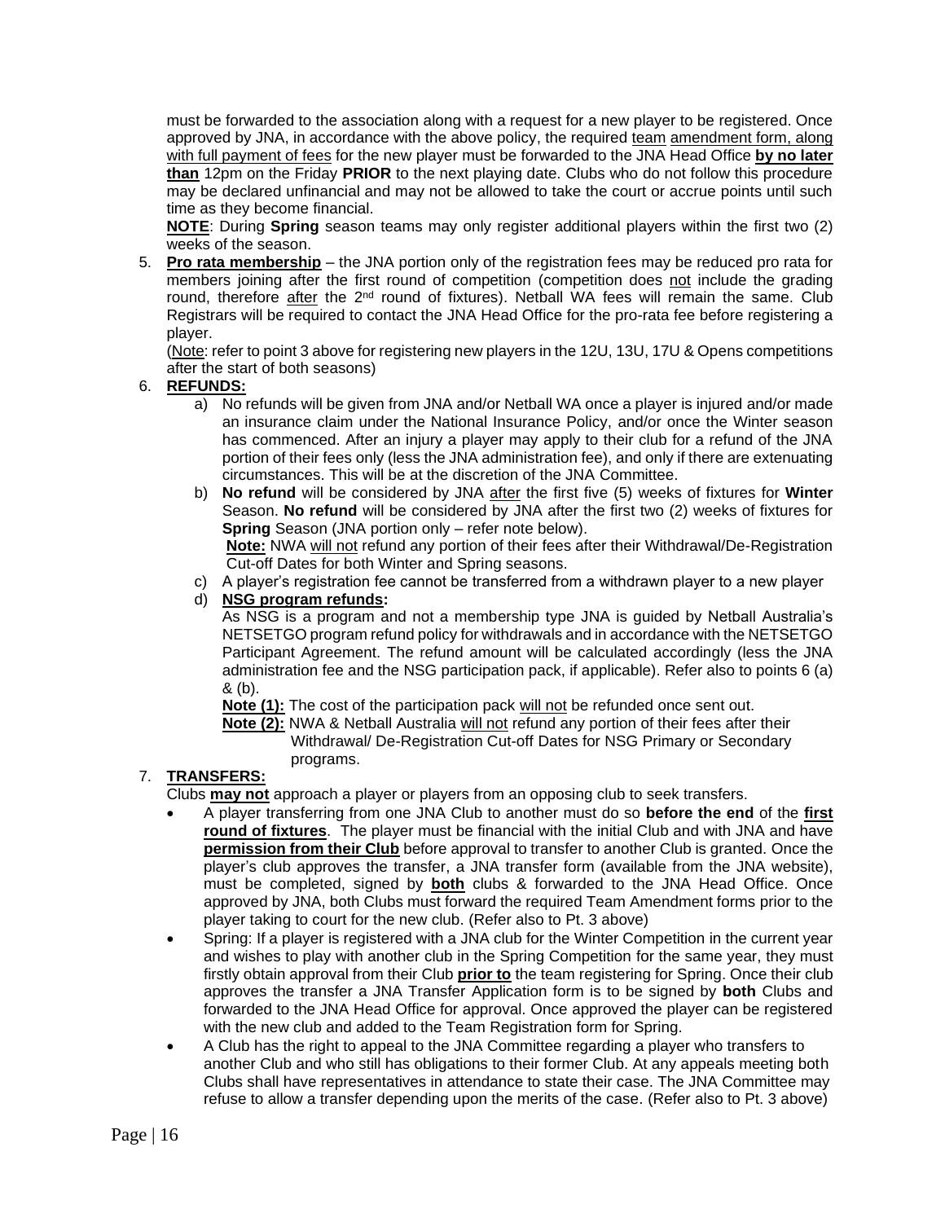must be forwarded to the association along with a request for a new player to be registered. Once approved by JNA, in accordance with the above policy, the required team amendment form, along with full payment of fees for the new player must be forwarded to the JNA Head Office **by no later than** 12pm on the Friday **PRIOR** to the next playing date. Clubs who do not follow this procedure may be declared unfinancial and may not be allowed to take the court or accrue points until such time as they become financial.

**NOTE**: During **Spring** season teams may only register additional players within the first two (2) weeks of the season.

5. **Pro rata membership** – the JNA portion only of the registration fees may be reduced pro rata for members joining after the first round of competition (competition does not include the grading round, therefore after the 2nd round of fixtures). Netball WA fees will remain the same. Club Registrars will be required to contact the JNA Head Office for the pro-rata fee before registering a player.

   (Note: refer to point 3 above for registering new players in the 12U, 13U, 17U & Opens competitions after the start of both seasons)

6. **REFUNDS:**
   a) No refunds will be given from JNA and/or Netball WA once a player is injured and/or made an insurance claim under the National Insurance Policy, and/or once the Winter season has commenced. After an injury a player may apply to their club for a refund of the JNA portion of their fees only (less the JNA administration fee), and only if there are extenuating circumstances. This will be at the discretion of the JNA Committee.
   b) **No refund** will be considered by JNA after the first five (5) weeks of fixtures for **Winter** Season. **No refund** will be considered by JNA after the first two (2) weeks of fixtures for **Spring** Season (JNA portion only – refer note below).

      **Note:** NWA will not refund any portion of their fees after their Withdrawal/De-Registration Cut-off Dates for both Winter and Spring seasons.
   c) A player's registration fee cannot be transferred from a withdrawn player to a new player
   d) **NSG program refunds:**

      As NSG is a program and not a membership type JNA is guided by Netball Australia's NETSETGO program refund policy for withdrawals and in accordance with the NETSETGO Participant Agreement. The refund amount will be calculated accordingly (less the JNA administration fee and the NSG participation pack, if applicable). Refer also to points 6 (a) & (b).

      **Note (1):** The cost of the participation pack will not be refunded once sent out.

      **Note (2):** NWA & Netball Australia will not refund any portion of their fees after their Withdrawal/ De-Registration Cut-off Dates for NSG Primary or Secondary programs.

7. **TRANSFERS:**

   Clubs **may not** approach a player or players from an opposing club to seek transfers.

   - A player transferring from one JNA Club to another must do so **before the end** of the **first round of fixtures**. The player must be financial with the initial Club and with JNA and have **permission from their Club** before approval to transfer to another Club is granted. Once the player's club approves the transfer, a JNA transfer form (available from the JNA website), must be completed, signed by **both** clubs & forwarded to the JNA Head Office. Once approved by JNA, both Clubs must forward the required Team Amendment forms prior to the player taking to court for the new club. (Refer also to Pt. 3 above)
   - Spring: If a player is registered with a JNA club for the Winter Competition in the current year and wishes to play with another club in the Spring Competition for the same year, they must firstly obtain approval from their Club **prior to** the team registering for Spring. Once their club approves the transfer a JNA Transfer Application form is to be signed by **both** Clubs and forwarded to the JNA Head Office for approval. Once approved the player can be registered with the new club and added to the Team Registration form for Spring.
   - A Club has the right to appeal to the JNA Committee regarding a player who transfers to another Club and who still has obligations to their former Club. At any appeals meeting both Clubs shall have representatives in attendance to state their case. The JNA Committee may refuse to allow a transfer depending upon the merits of the case. (Refer also to Pt. 3 above)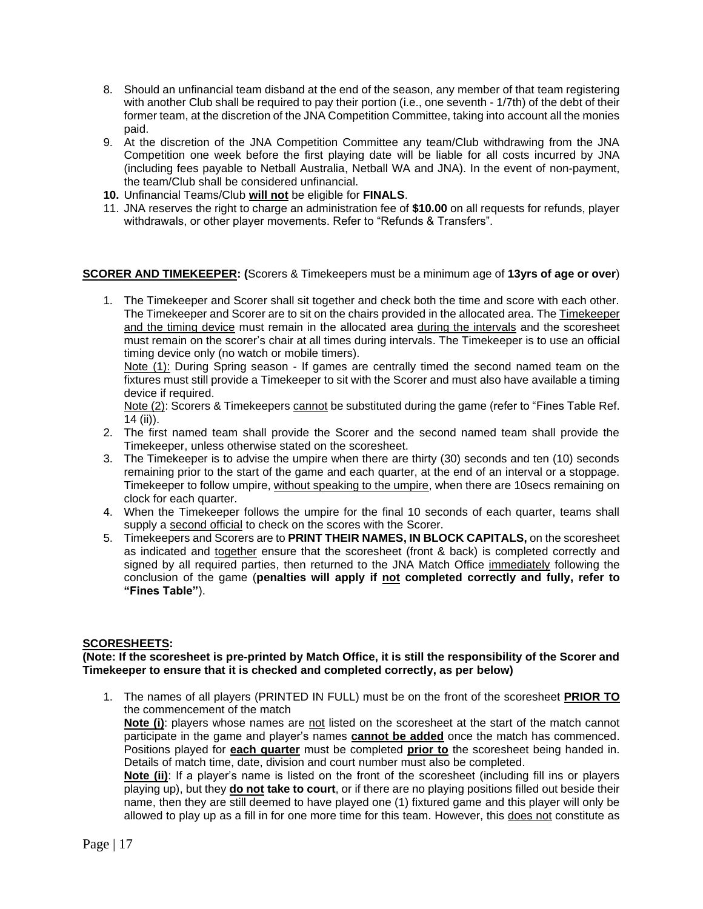8. Should an unfinancial team disband at the end of the season, any member of that team registering with another Club shall be required to pay their portion (i.e., one seventh - 1/7th) of the debt of their former team, at the discretion of the JNA Competition Committee, taking into account all the monies paid.
9. At the discretion of the JNA Competition Committee any team/Club withdrawing from the JNA Competition one week before the first playing date will be liable for all costs incurred by JNA (including fees payable to Netball Australia, Netball WA and JNA). In the event of non-payment, the team/Club shall be considered unfinancial.
10. Unfinancial Teams/Club <u>**will not**</u> be eligible for **FINALS**.
11. JNA reserves the right to charge an administration fee of **$10.00** on all requests for refunds, player withdrawals, or other player movements. Refer to "Refunds & Transfers".

<u>**SCORER AND TIMEKEEPER**</u>**: (**Scorers & Timekeepers must be a minimum age of **13yrs of age or over**)

1. The Timekeeper and Scorer shall sit together and check both the time and score with each other. The Timekeeper and Scorer are to sit on the chairs provided in the allocated area. The <u>Timekeeper and the timing device</u> must remain in the allocated area <u>during the intervals</u> and the scoresheet must remain on the scorer's chair at all times during intervals. The Timekeeper is to use an official timing device only (no watch or mobile timers).
   <u>Note (1):</u> During Spring season - If games are centrally timed the second named team on the fixtures must still provide a Timekeeper to sit with the Scorer and must also have available a timing device if required.
   <u>Note (2)</u>: Scorers & Timekeepers <u>cannot</u> be substituted during the game (refer to "Fines Table Ref. 14 (ii)).
2. The first named team shall provide the Scorer and the second named team shall provide the Timekeeper, unless otherwise stated on the scoresheet.
3. The Timekeeper is to advise the umpire when there are thirty (30) seconds and ten (10) seconds remaining prior to the start of the game and each quarter, at the end of an interval or a stoppage. Timekeeper to follow umpire, <u>without speaking to the umpire</u>, when there are 10secs remaining on clock for each quarter.
4. When the Timekeeper follows the umpire for the final 10 seconds of each quarter, teams shall supply a <u>second official</u> to check on the scores with the Scorer.
5. Timekeepers and Scorers are to **PRINT THEIR NAMES, IN BLOCK CAPITALS,** on the scoresheet as indicated and <u>together</u> ensure that the scoresheet (front & back) is completed correctly and signed by all required parties, then returned to the JNA Match Office <u>immediately</u> following the conclusion of the game (**penalties will apply if <u>not</u> completed correctly and fully, refer to "Fines Table"**).

<u>**SCORESHEETS:**</u>

**(Note: If the scoresheet is pre-printed by Match Office, it is still the responsibility of the Scorer and Timekeeper to ensure that it is checked and completed correctly, as per below)**

1. The names of all players (PRINTED IN FULL) must be on the front of the scoresheet <u>**PRIOR TO**</u> the commencement of the match
   <u>**Note (i)**</u>: players whose names are <u>not</u> listed on the scoresheet at the start of the match cannot participate in the game and player's names <u>**cannot be added**</u> once the match has commenced. Positions played for <u>**each quarter**</u> must be completed <u>**prior to**</u> the scoresheet being handed in. Details of match time, date, division and court number must also be completed.
   <u>**Note (ii)**</u>: If a player's name is listed on the front of the scoresheet (including fill ins or players playing up), but they <u>**do not take to court**</u>, or if there are no playing positions filled out beside their name, then they are still deemed to have played one (1) fixtured game and this player will only be allowed to play up as a fill in for one more time for this team. However, this <u>does not</u> constitute as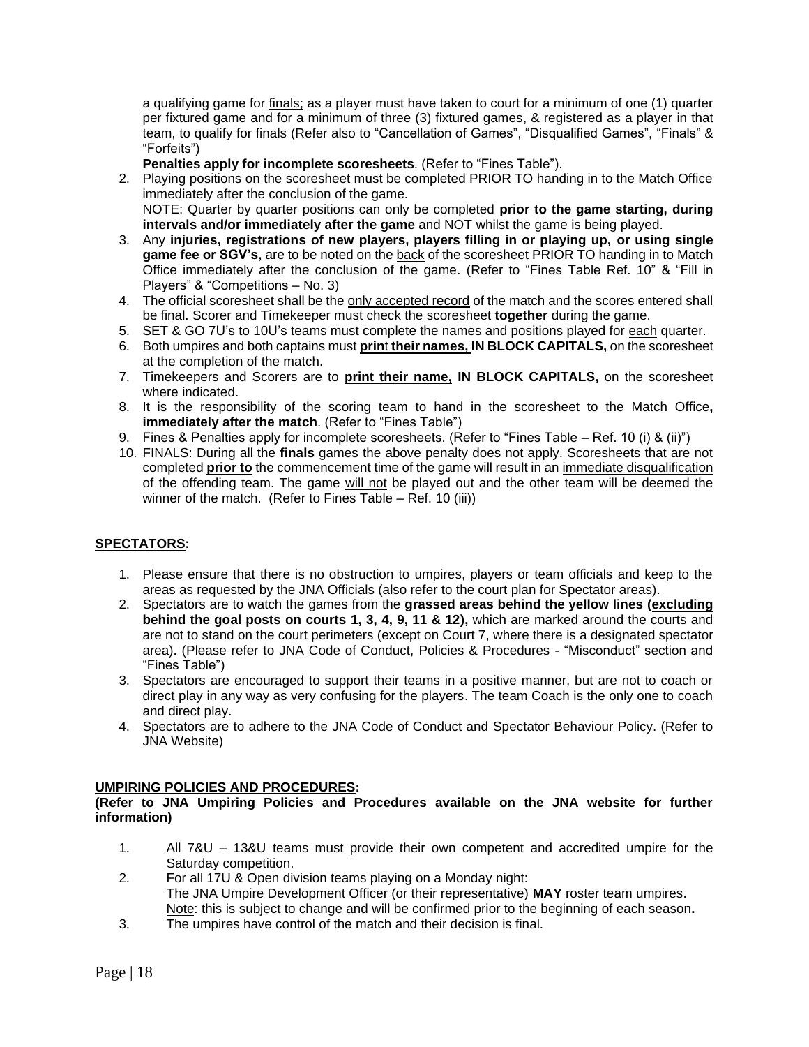a qualifying game for <u>finals;</u> as a player must have taken to court for a minimum of one (1) quarter per fixtured game and for a minimum of three (3) fixtured games, & registered as a player in that team, to qualify for finals (Refer also to "Cancellation of Games", "Disqualified Games", "Finals" & "Forfeits")

**Penalties apply for incomplete scoresheets**. (Refer to "Fines Table").

2. Playing positions on the scoresheet must be completed PRIOR TO handing in to the Match Office immediately after the conclusion of the game.
   <u>NOTE</u>: Quarter by quarter positions can only be completed **prior to the game starting, during intervals and/or immediately after the game** and NOT whilst the game is being played.
3. Any **injuries, registrations of new players, players filling in or playing up, or using single game fee or SGV's,** are to be noted on the <u>back</u> of the scoresheet PRIOR TO handing in to Match Office immediately after the conclusion of the game. (Refer to "Fines Table Ref. 10" & "Fill in Players" & "Competitions – No. 3)
4. The official scoresheet shall be the <u>only accepted record</u> of the match and the scores entered shall be final. Scorer and Timekeeper must check the scoresheet **together** during the game.
5. SET & GO 7U's to 10U's teams must complete the names and positions played for <u>each</u> quarter.
6. Both umpires and both captains must **<u>print</u> <u>their names,</u> IN BLOCK CAPITALS,** on the scoresheet at the completion of the match.
7. Timekeepers and Scorers are to **<u>print their name,</u> IN BLOCK CAPITALS,** on the scoresheet where indicated.
8. It is the responsibility of the scoring team to hand in the scoresheet to the Match Office**, immediately after the match**. (Refer to "Fines Table")
9. Fines & Penalties apply for incomplete scoresheets. (Refer to "Fines Table – Ref. 10 (i) & (ii)")
10. FINALS: During all the **finals** games the above penalty does not apply. Scoresheets that are not completed **<u>prior to</u>** the commencement time of the game will result in an <u>immediate disqualification</u> of the offending team. The game <u>will not</u> be played out and the other team will be deemed the winner of the match. (Refer to Fines Table – Ref. 10 (iii))

## <u>SPECTATORS:</u>

1. Please ensure that there is no obstruction to umpires, players or team officials and keep to the areas as requested by the JNA Officials (also refer to the court plan for Spectator areas).
2. Spectators are to watch the games from the **grassed areas behind the yellow lines (<u>excluding</u> behind the goal posts on courts 1, 3, 4, 9, 11 & 12),** which are marked around the courts and are not to stand on the court perimeters (except on Court 7, where there is a designated spectator area). (Please refer to JNA Code of Conduct, Policies & Procedures - "Misconduct" section and "Fines Table")
3. Spectators are encouraged to support their teams in a positive manner, but are not to coach or direct play in any way as very confusing for the players. The team Coach is the only one to coach and direct play.
4. Spectators are to adhere to the JNA Code of Conduct and Spectator Behaviour Policy. (Refer to JNA Website)

## <u>UMPIRING POLICIES AND PROCEDURES:</u>

**(Refer to JNA Umpiring Policies and Procedures available on the JNA website for further information)**

1. All 7&U – 13&U teams must provide their own competent and accredited umpire for the Saturday competition.
2. For all 17U & Open division teams playing on a Monday night:
   The JNA Umpire Development Officer (or their representative) **MAY** roster team umpires.
   <u>Note</u>: this is subject to change and will be confirmed prior to the beginning of each season**.**
3. The umpires have control of the match and their decision is final.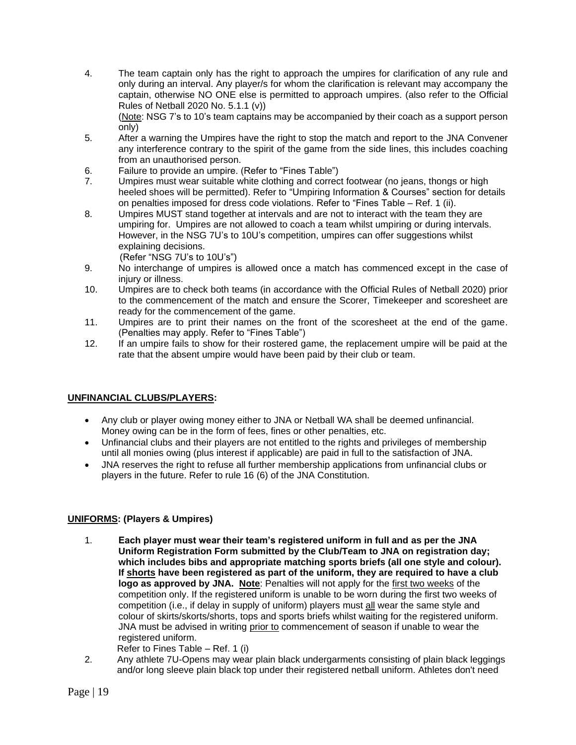4. The team captain only has the right to approach the umpires for clarification of any rule and only during an interval. Any player/s for whom the clarification is relevant may accompany the captain, otherwise NO ONE else is permitted to approach umpires. (also refer to the Official Rules of Netball 2020 No. 5.1.1 (v))
   (Note: NSG 7's to 10's team captains may be accompanied by their coach as a support person only)
5. After a warning the Umpires have the right to stop the match and report to the JNA Convener any interference contrary to the spirit of the game from the side lines, this includes coaching from an unauthorised person.
6. Failure to provide an umpire. (Refer to "Fines Table")
7. Umpires must wear suitable white clothing and correct footwear (no jeans, thongs or high heeled shoes will be permitted). Refer to "Umpiring Information & Courses" section for details on penalties imposed for dress code violations. Refer to "Fines Table – Ref. 1 (ii).
8. Umpires MUST stand together at intervals and are not to interact with the team they are umpiring for. Umpires are not allowed to coach a team whilst umpiring or during intervals. However, in the NSG 7U's to 10U's competition, umpires can offer suggestions whilst explaining decisions.
   (Refer "NSG 7U's to 10U's")
9. No interchange of umpires is allowed once a match has commenced except in the case of injury or illness.
10. Umpires are to check both teams (in accordance with the Official Rules of Netball 2020) prior to the commencement of the match and ensure the Scorer, Timekeeper and scoresheet are ready for the commencement of the game.
11. Umpires are to print their names on the front of the scoresheet at the end of the game. (Penalties may apply. Refer to "Fines Table")
12. If an umpire fails to show for their rostered game, the replacement umpire will be paid at the rate that the absent umpire would have been paid by their club or team.

## UNFINANCIAL CLUBS/PLAYERS:

- Any club or player owing money either to JNA or Netball WA shall be deemed unfinancial. Money owing can be in the form of fees, fines or other penalties, etc.
- Unfinancial clubs and their players are not entitled to the rights and privileges of membership until all monies owing (plus interest if applicable) are paid in full to the satisfaction of JNA.
- JNA reserves the right to refuse all further membership applications from unfinancial clubs or players in the future. Refer to rule 16 (6) of the JNA Constitution.

## UNIFORMS: (Players & Umpires)

1. **Each player must wear their team's registered uniform in full and as per the JNA Uniform Registration Form submitted by the Club/Team to JNA on registration day; which includes bibs and appropriate matching sports briefs (all one style and colour). If shorts have been registered as part of the uniform, they are required to have a club logo as approved by JNA. Note**: Penalties will not apply for the first two weeks of the competition only. If the registered uniform is unable to be worn during the first two weeks of competition (i.e., if delay in supply of uniform) players must all wear the same style and colour of skirts/skorts/shorts, tops and sports briefs whilst waiting for the registered uniform. JNA must be advised in writing prior to commencement of season if unable to wear the registered uniform.
   Refer to Fines Table – Ref. 1 (i)
2. Any athlete 7U-Opens may wear plain black undergarments consisting of plain black leggings and/or long sleeve plain black top under their registered netball uniform. Athletes don't need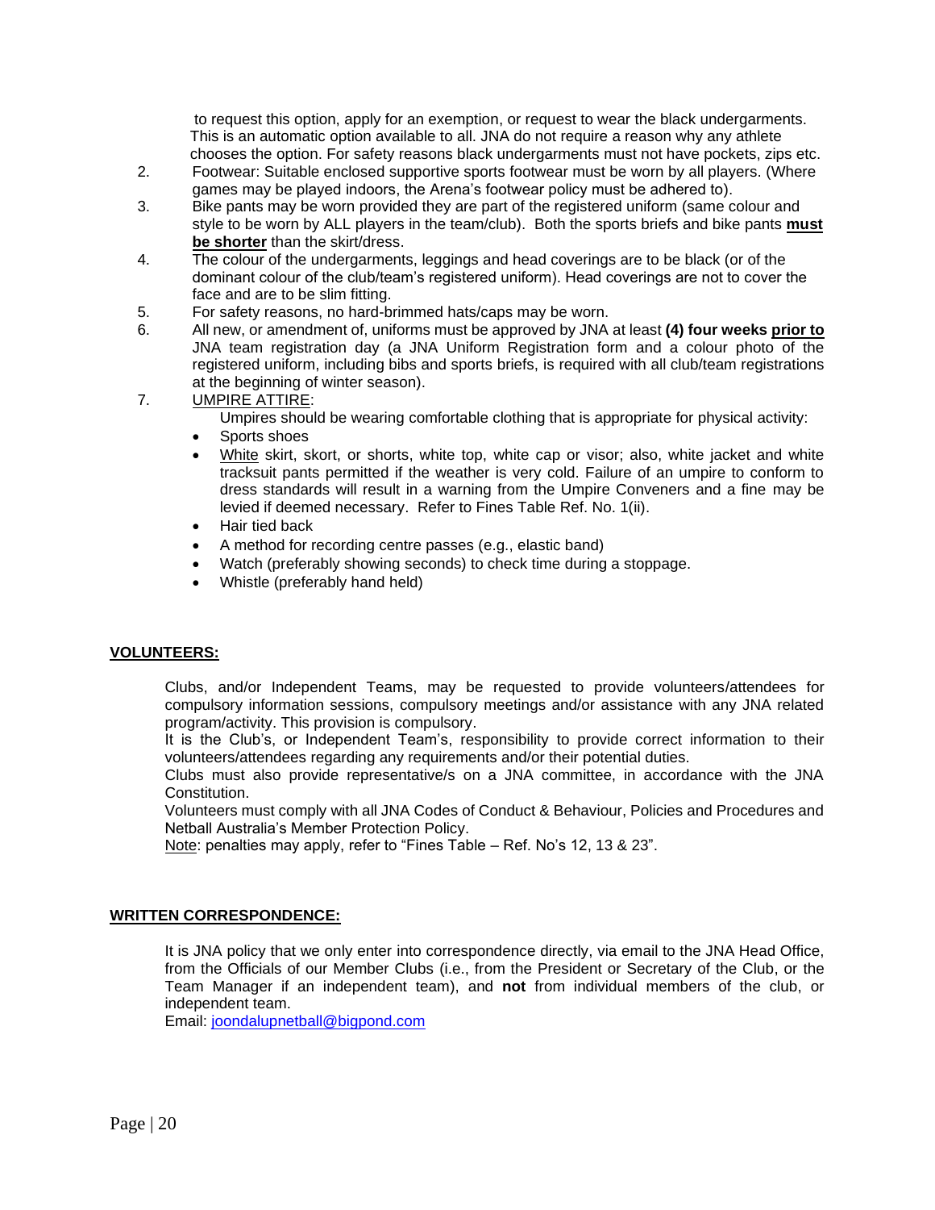to request this option, apply for an exemption, or request to wear the black undergarments. This is an automatic option available to all. JNA do not require a reason why any athlete chooses the option. For safety reasons black undergarments must not have pockets, zips etc.

2. Footwear: Suitable enclosed supportive sports footwear must be worn by all players. (Where games may be played indoors, the Arena's footwear policy must be adhered to).
3. Bike pants may be worn provided they are part of the registered uniform (same colour and style to be worn by ALL players in the team/club). Both the sports briefs and bike pants **must be shorter** than the skirt/dress.
4. The colour of the undergarments, leggings and head coverings are to be black (or of the dominant colour of the club/team's registered uniform). Head coverings are not to cover the face and are to be slim fitting.
5. For safety reasons, no hard-brimmed hats/caps may be worn.
6. All new, or amendment of, uniforms must be approved by JNA at least **(4) four weeks prior to** JNA team registration day (a JNA Uniform Registration form and a colour photo of the registered uniform, including bibs and sports briefs, is required with all club/team registrations at the beginning of winter season).
7. UMPIRE ATTIRE:

   Umpires should be wearing comfortable clothing that is appropriate for physical activity:

   - Sports shoes
   - White skirt, skort, or shorts, white top, white cap or visor; also, white jacket and white tracksuit pants permitted if the weather is very cold. Failure of an umpire to conform to dress standards will result in a warning from the Umpire Conveners and a fine may be levied if deemed necessary. Refer to Fines Table Ref. No. 1(ii).
   - Hair tied back
   - A method for recording centre passes (e.g., elastic band)
   - Watch (preferably showing seconds) to check time during a stoppage.
   - Whistle (preferably hand held)

## VOLUNTEERS:

Clubs, and/or Independent Teams, may be requested to provide volunteers/attendees for compulsory information sessions, compulsory meetings and/or assistance with any JNA related program/activity. This provision is compulsory.

It is the Club's, or Independent Team's, responsibility to provide correct information to their volunteers/attendees regarding any requirements and/or their potential duties.

Clubs must also provide representative/s on a JNA committee, in accordance with the JNA Constitution.

Volunteers must comply with all JNA Codes of Conduct & Behaviour, Policies and Procedures and Netball Australia's Member Protection Policy.

Note: penalties may apply, refer to "Fines Table – Ref. No's 12, 13 & 23".

## WRITTEN CORRESPONDENCE:

It is JNA policy that we only enter into correspondence directly, via email to the JNA Head Office, from the Officials of our Member Clubs (i.e., from the President or Secretary of the Club, or the Team Manager if an independent team), and **not** from individual members of the club, or independent team.

Email: joondalupnetball@bigpond.com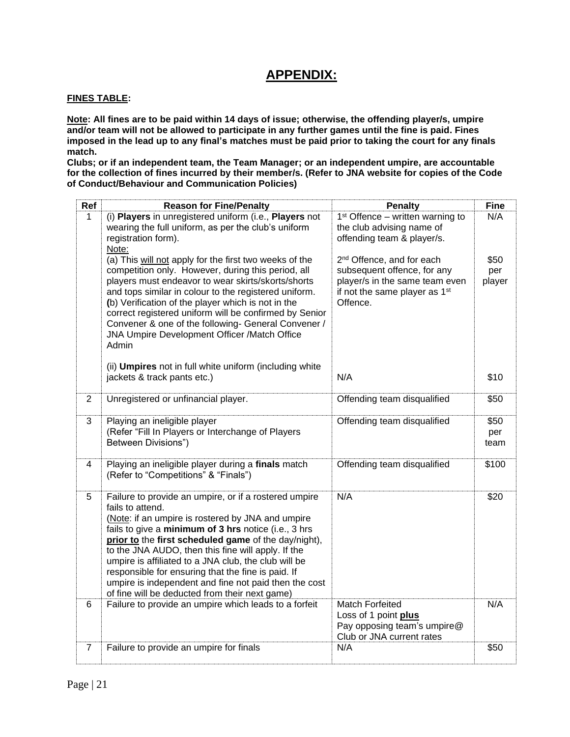# APPENDIX:

**FINES TABLE:**

**Note: All fines are to be paid within 14 days of issue; otherwise, the offending player/s, umpire and/or team will not be allowed to participate in any further games until the fine is paid. Fines imposed in the lead up to any final's matches must be paid prior to taking the court for any finals match.**

**Clubs; or if an independent team, the Team Manager; or an independent umpire, are accountable for the collection of fines incurred by their member/s. (Refer to JNA website for copies of the Code of Conduct/Behaviour and Communication Policies)**

| Ref | Reason for Fine/Penalty | Penalty | Fine |
|---|---|---|---|
| 1 | (i) **Players** in unregistered uniform (i.e., **Players** not wearing the full uniform, as per the club's uniform registration form).<br>Note:<br>(a) This will not apply for the first two weeks of the competition only. However, during this period, all players must endeavor to wear skirts/skorts/shorts and tops similar in colour to the registered uniform.<br>(b) Verification of the player which is not in the correct registered uniform will be confirmed by Senior Convener & one of the following- General Convener / JNA Umpire Development Officer /Match Office Admin | 1st Offence – written warning to the club advising name of offending team & player/s.<br><br>2nd Offence, and for each subsequent offence, for any player/s in the same team even if not the same player as 1st Offence. | N/A<br><br>$50 per player |
| | (ii) **Umpires** not in full white uniform (including white jackets & track pants etc.) | N/A | $10 |
| 2 | Unregistered or unfinancial player. | Offending team disqualified | $50 |
| 3 | Playing an ineligible player<br>(Refer "Fill In Players or Interchange of Players Between Divisions") | Offending team disqualified | $50 per team |
| 4 | Playing an ineligible player during a **finals** match<br>(Refer to "Competitions" & "Finals") | Offending team disqualified | $100 |
| 5 | Failure to provide an umpire, or if a rostered umpire fails to attend.<br>(Note: if an umpire is rostered by JNA and umpire fails to give a **minimum of 3 hrs** notice (i.e., 3 hrs **prior to** the **first scheduled game** of the day/night), to the JNA AUDO, then this fine will apply. If the umpire is affiliated to a JNA club, the club will be responsible for ensuring that the fine is paid. If umpire is independent and fine not paid then the cost of fine will be deducted from their next game) | N/A | $20 |
| 6 | Failure to provide an umpire which leads to a forfeit | Match Forfeited<br>Loss of 1 point **plus**<br>Pay opposing team's umpire@ Club or JNA current rates | N/A |
| 7 | Failure to provide an umpire for finals | N/A | $50 |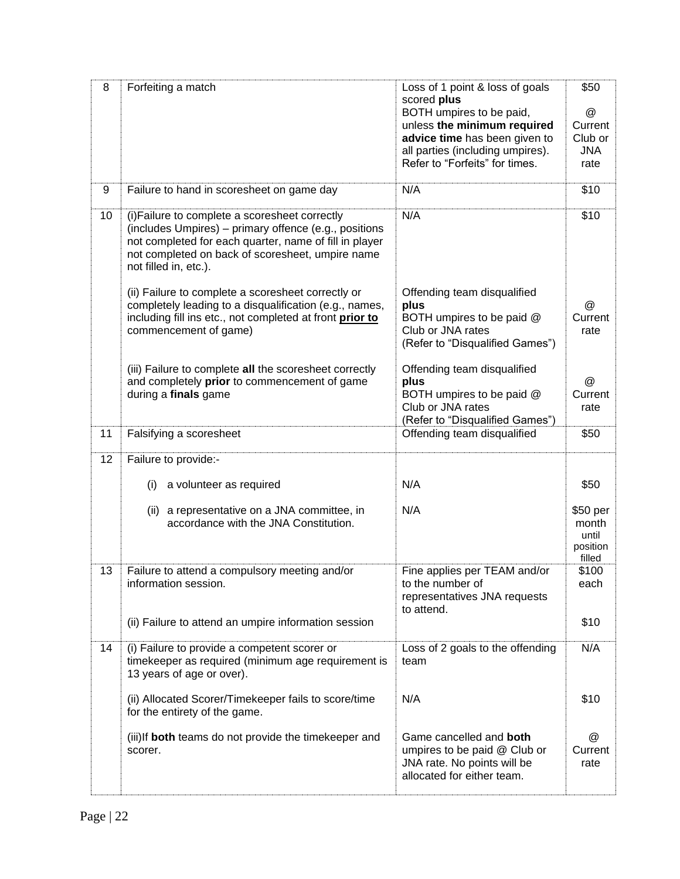| 8 | Forfeiting a match | Loss of 1 point & loss of goals scored **plus**<br>BOTH umpires to be paid, unless **the minimum required advice time** has been given to all parties (including umpires). Refer to "Forfeits" for times. | $50<br><br>@ Current Club or JNA rate |
|---|---|---|---|
| 9 | Failure to hand in scoresheet on game day | N/A | $10 |
| 10 | (i)Failure to complete a scoresheet correctly (includes Umpires) – primary offence (e.g., positions not completed for each quarter, name of fill in player not completed on back of scoresheet, umpire name not filled in, etc.).<br><br>(ii) Failure to complete a scoresheet correctly or completely leading to a disqualification (e.g., names, including fill ins etc., not completed at front **prior to** commencement of game)<br><br>(iii) Failure to complete **all** the scoresheet correctly and completely **prior** to commencement of game during a **finals** game | N/A<br><br>Offending team disqualified **plus**<br>BOTH umpires to be paid @ Club or JNA rates<br>(Refer to "Disqualified Games")<br><br>Offending team disqualified **plus**<br>BOTH umpires to be paid @ Club or JNA rates<br>(Refer to "Disqualified Games") | $10<br><br>@ Current rate<br><br>@ Current rate |
| 11 | Falsifying a scoresheet | Offending team disqualified | $50 |
| 12 | Failure to provide:-<br><br>(i) a volunteer as required<br><br>(ii) a representative on a JNA committee, in accordance with the JNA Constitution. | <br><br>N/A<br><br>N/A | <br><br>$50<br><br>$50 per month until position filled |
| 13 | Failure to attend a compulsory meeting and/or information session.<br><br>(ii) Failure to attend an umpire information session | Fine applies per TEAM and/or to the number of representatives JNA requests to attend. | $100 each<br><br>$10 |
| 14 | (i) Failure to provide a competent scorer or timekeeper as required (minimum age requirement is 13 years of age or over).<br><br>(ii) Allocated Scorer/Timekeeper fails to score/time for the entirety of the game.<br><br>(iii)If **both** teams do not provide the timekeeper and scorer. | Loss of 2 goals to the offending team<br><br>N/A<br><br>Game cancelled and **both** umpires to be paid @ Club or JNA rate. No points will be allocated for either team. | N/A<br><br>$10<br><br>@ Current rate |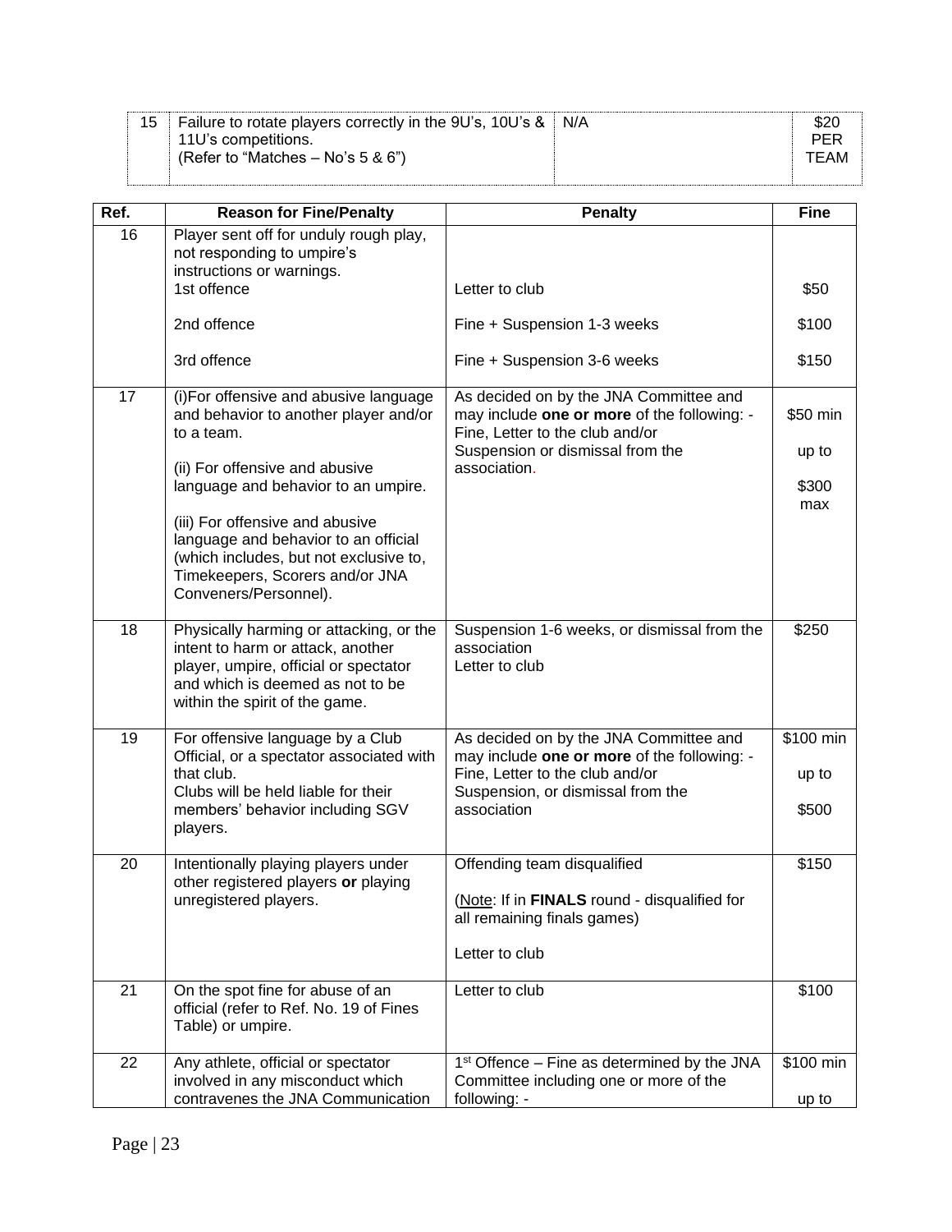| Ref. | Reason for Fine/Penalty | Penalty | Fine |
|---|---|---|---|
| 15 | Failure to rotate players correctly in the 9U's, 10U's & 11U's competitions. (Refer to "Matches – No's 5 & 6") | N/A | $20 PER TEAM |
| 16 | Player sent off for unduly rough play, not responding to umpire's instructions or warnings.<br>1st offence<br>2nd offence<br>3rd offence | <br><br>Letter to club<br>Fine + Suspension 1-3 weeks<br>Fine + Suspension 3-6 weeks | <br><br>$50<br>$100<br>$150 |
| 17 | (i)For offensive and abusive language and behavior to another player and/or to a team.<br>(ii) For offensive and abusive language and behavior to an umpire.<br>(iii) For offensive and abusive language and behavior to an official (which includes, but not exclusive to, Timekeepers, Scorers and/or JNA Conveners/Personnel). | As decided on by the JNA Committee and may include **one or more** of the following: - Fine, Letter to the club and/or Suspension or dismissal from the association. | $50 min up to $300 max |
| 18 | Physically harming or attacking, or the intent to harm or attack, another player, umpire, official or spectator and which is deemed as not to be within the spirit of the game. | Suspension 1-6 weeks, or dismissal from the association<br>Letter to club | $250 |
| 19 | For offensive language by a Club Official, or a spectator associated with that club.<br>Clubs will be held liable for their members' behavior including SGV players. | As decided on by the JNA Committee and may include **one or more** of the following: - Fine, Letter to the club and/or Suspension, or dismissal from the association | $100 min up to $500 |
| 20 | Intentionally playing players under other registered players **or** playing unregistered players. | Offending team disqualified<br>(Note: If in **FINALS** round - disqualified for all remaining finals games)<br>Letter to club | $150 |
| 21 | On the spot fine for abuse of an official (refer to Ref. No. 19 of Fines Table) or umpire. | Letter to club | $100 |
| 22 | Any athlete, official or spectator involved in any misconduct which contravenes the JNA Communication | 1st Offence – Fine as determined by the JNA Committee including one or more of the following: - | $100 min up to |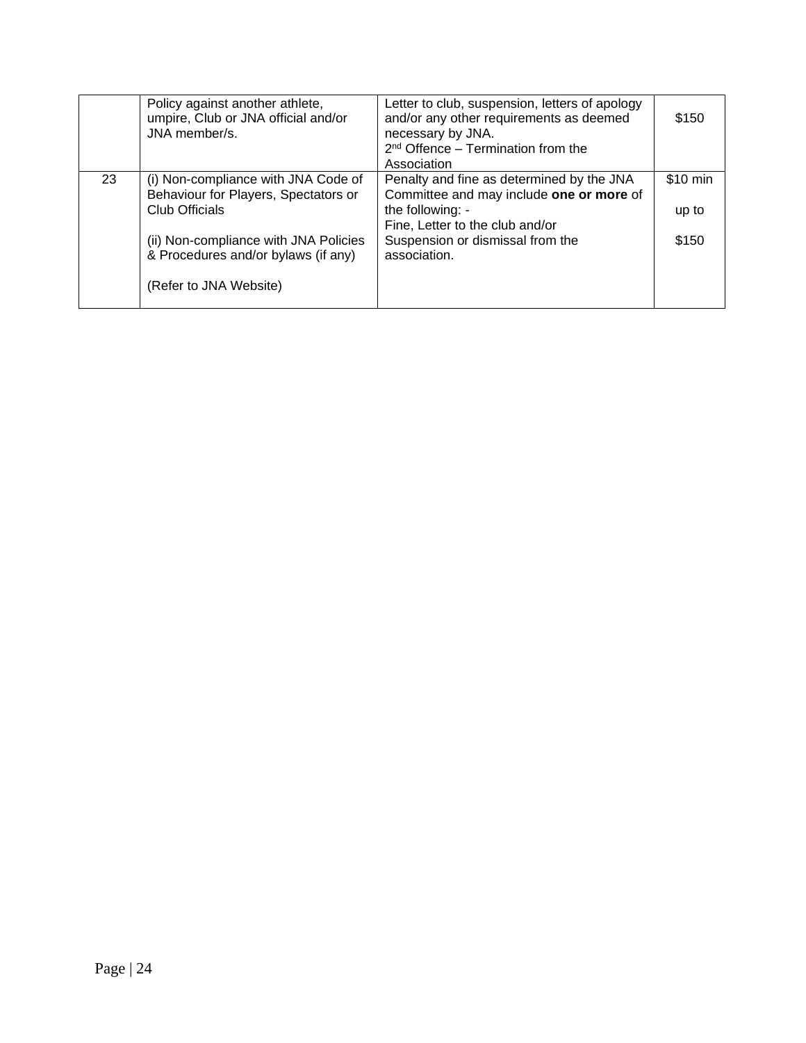| | | | |
|---|---|---|---|
| | Policy against another athlete, umpire, Club or JNA official and/or JNA member/s. | Letter to club, suspension, letters of apology and/or any other requirements as deemed necessary by JNA.<br>2nd Offence – Termination from the Association | $150 |
| 23 | (i) Non-compliance with JNA Code of Behaviour for Players, Spectators or Club Officials<br><br>(ii) Non-compliance with JNA Policies & Procedures and/or bylaws (if any)<br><br>(Refer to JNA Website) | Penalty and fine as determined by the JNA Committee and may include **one or more** of the following: -<br>Fine, Letter to the club and/or Suspension or dismissal from the association. | $10 min<br><br>up to<br><br>$150 |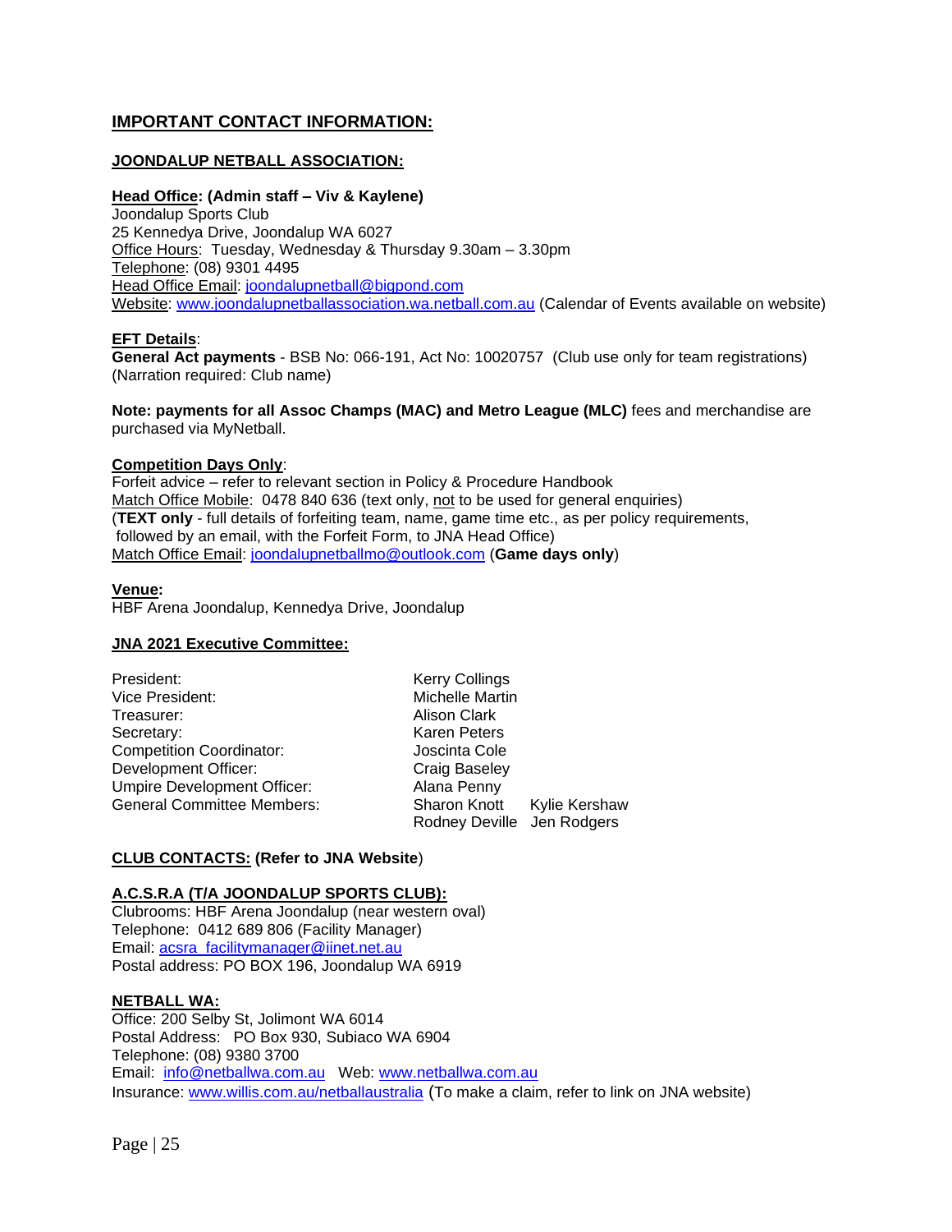## IMPORTANT CONTACT INFORMATION:

### JOONDALUP NETBALL ASSOCIATION:

**Head Office: (Admin staff – Viv & Kaylene)**
Joondalup Sports Club
25 Kennedya Drive, Joondalup WA 6027
Office Hours: Tuesday, Wednesday & Thursday 9.30am – 3.30pm
Telephone: (08) 9301 4495
Head Office Email: joondalupnetball@bigpond.com
Website: www.joondalupnetballassociation.wa.netball.com.au (Calendar of Events available on website)

**EFT Details**:
**General Act payments** - BSB No: 066-191, Act No: 10020757 (Club use only for team registrations)
(Narration required: Club name)

**Note: payments for all Assoc Champs (MAC) and Metro League (MLC)** fees and merchandise are purchased via MyNetball.

**Competition Days Only**:
Forfeit advice – refer to relevant section in Policy & Procedure Handbook
Match Office Mobile: 0478 840 636 (text only, not to be used for general enquiries)
(**TEXT only** - full details of forfeiting team, name, game time etc., as per policy requirements, followed by an email, with the Forfeit Form, to JNA Head Office)
Match Office Email: joondalupnetballmo@outlook.com (**Game days only**)

**Venue:**
HBF Arena Joondalup, Kennedya Drive, Joondalup

### JNA 2021 Executive Committee:

| | | |
|---|---|---|
| President: | Kerry Collings | |
| Vice President: | Michelle Martin | |
| Treasurer: | Alison Clark | |
| Secretary: | Karen Peters | |
| Competition Coordinator: | Joscinta Cole | |
| Development Officer: | Craig Baseley | |
| Umpire Development Officer: | Alana Penny | |
| General Committee Members: | Sharon Knott | Kylie Kershaw |
| | Rodney Deville | Jen Rodgers |

**CLUB CONTACTS: (Refer to JNA Website**)

### A.C.S.R.A (T/A JOONDALUP SPORTS CLUB):

Clubrooms: HBF Arena Joondalup (near western oval)
Telephone: 0412 689 806 (Facility Manager)
Email: acsra_facilitymanager@iinet.net.au
Postal address: PO BOX 196, Joondalup WA 6919

### NETBALL WA:

Office: 200 Selby St, Jolimont WA 6014
Postal Address: PO Box 930, Subiaco WA 6904
Telephone: (08) 9380 3700
Email: info@netballwa.com.au Web: www.netballwa.com.au
Insurance: www.willis.com.au/netballaustralia (To make a claim, refer to link on JNA website)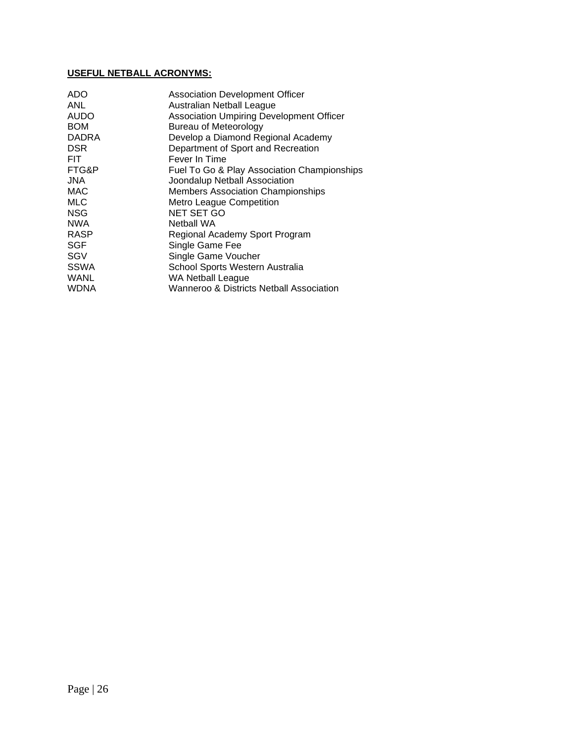**USEFUL NETBALL ACRONYMS:**

| | |
|---|---|
| ADO | Association Development Officer |
| ANL | Australian Netball League |
| AUDO | Association Umpiring Development Officer |
| BOM | Bureau of Meteorology |
| DADRA | Develop a Diamond Regional Academy |
| DSR | Department of Sport and Recreation |
| FIT | Fever In Time |
| FTG&P | Fuel To Go & Play Association Championships |
| JNA | Joondalup Netball Association |
| MAC | Members Association Championships |
| MLC | Metro League Competition |
| NSG | NET SET GO |
| NWA | Netball WA |
| RASP | Regional Academy Sport Program |
| SGF | Single Game Fee |
| SGV | Single Game Voucher |
| SSWA | School Sports Western Australia |
| WANL | WA Netball League |
| WDNA | Wanneroo & Districts Netball Association |